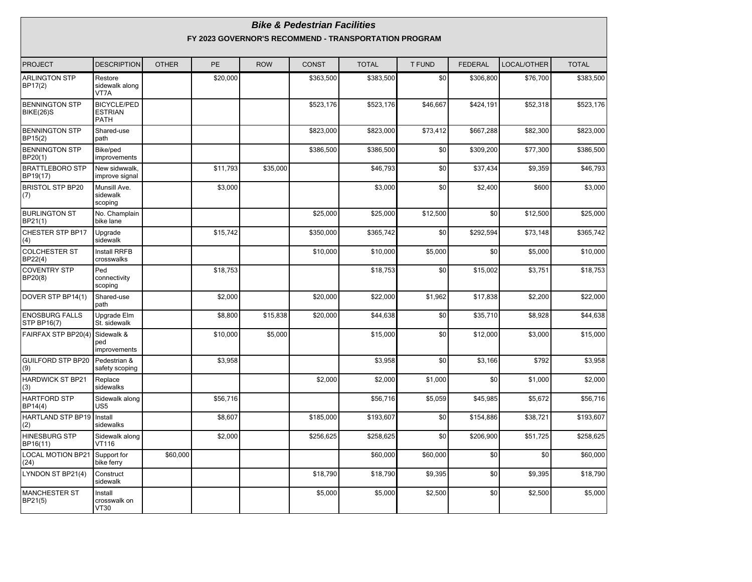# *Bike & Pedestrian Facilities*

## FY 2023 GOVERNOR'S RECOMMEND - TRANSPORTATION PROGRAM

| PROJECT | DESCRIPTION | OTHER | PE | ROW | CONST | TOTAL | T FUND | FEDERAL | LOCAL/OTHER | TOTAL |
|---|---|---|---|---|---|---|---|---|---|---|
| ARLINGTON STP BP17(2) | Restore sidewalk along VT7A | | $20,000 | | $363,500 | $383,500 | $0 | $306,800 | $76,700 | $383,500 |
| BENNINGTON STP BIKE(26)S | BICYCLE/PEDESTRIAN PATH | | | | $523,176 | $523,176 | $46,667 | $424,191 | $52,318 | $523,176 |
| BENNINGTON STP BP15(2) | Shared-use path | | | | $823,000 | $823,000 | $73,412 | $667,288 | $82,300 | $823,000 |
| BENNINGTON STP BP20(1) | Bike/ped improvements | | | | $386,500 | $386,500 | $0 | $309,200 | $77,300 | $386,500 |
| BRATTLEBORO STP BP19(17) | New sidwwalk, improve signal | | $11,793 | $35,000 | | $46,793 | $0 | $37,434 | $9,359 | $46,793 |
| BRISTOL STP BP20 (7) | Munsill Ave. sidewalk scoping | | $3,000 | | | $3,000 | $0 | $2,400 | $600 | $3,000 |
| BURLINGTON ST BP21(1) | No. Champlain bike lane | | | | $25,000 | $25,000 | $12,500 | $0 | $12,500 | $25,000 |
| CHESTER STP BP17 (4) | Upgrade sidewalk | | $15,742 | | $350,000 | $365,742 | $0 | $292,594 | $73,148 | $365,742 |
| COLCHESTER ST BP22(4) | Install RRFB crosswalks | | | | $10,000 | $10,000 | $5,000 | $0 | $5,000 | $10,000 |
| COVENTRY STP BP20(8) | Ped connectivity scoping | | $18,753 | | | $18,753 | $0 | $15,002 | $3,751 | $18,753 |
| DOVER STP BP14(1) | Shared-use path | | $2,000 | | $20,000 | $22,000 | $1,962 | $17,838 | $2,200 | $22,000 |
| ENOSBURG FALLS STP BP16(7) | Upgrade Elm St. sidewalk | | $8,800 | $15,838 | $20,000 | $44,638 | $0 | $35,710 | $8,928 | $44,638 |
| FAIRFAX STP BP20(4) | Sidewalk & ped improvements | | $10,000 | $5,000 | | $15,000 | $0 | $12,000 | $3,000 | $15,000 |
| GUILFORD STP BP20 (9) | Pedestrian & safety scoping | | $3,958 | | | $3,958 | $0 | $3,166 | $792 | $3,958 |
| HARDWICK ST BP21 (3) | Replace sidewalks | | | | $2,000 | $2,000 | $1,000 | $0 | $1,000 | $2,000 |
| HARTFORD STP BP14(4) | Sidewalk along US5 | | $56,716 | | | $56,716 | $5,059 | $45,985 | $5,672 | $56,716 |
| HARTLAND STP BP19 (2) | Install sidewalks | | $8,607 | | $185,000 | $193,607 | $0 | $154,886 | $38,721 | $193,607 |
| HINESBURG STP BP16(11) | Sidewalk along VT116 | | $2,000 | | $256,625 | $258,625 | $0 | $206,900 | $51,725 | $258,625 |
| LOCAL MOTION BP21 (24) | Support for bike ferry | $60,000 | | | | $60,000 | $60,000 | $0 | $0 | $60,000 |
| LYNDON ST BP21(4) | Construct sidewalk | | | | $18,790 | $18,790 | $9,395 | $0 | $9,395 | $18,790 |
| MANCHESTER ST BP21(5) | Install crosswalk on VT30 | | | | $5,000 | $5,000 | $2,500 | $0 | $2,500 | $5,000 |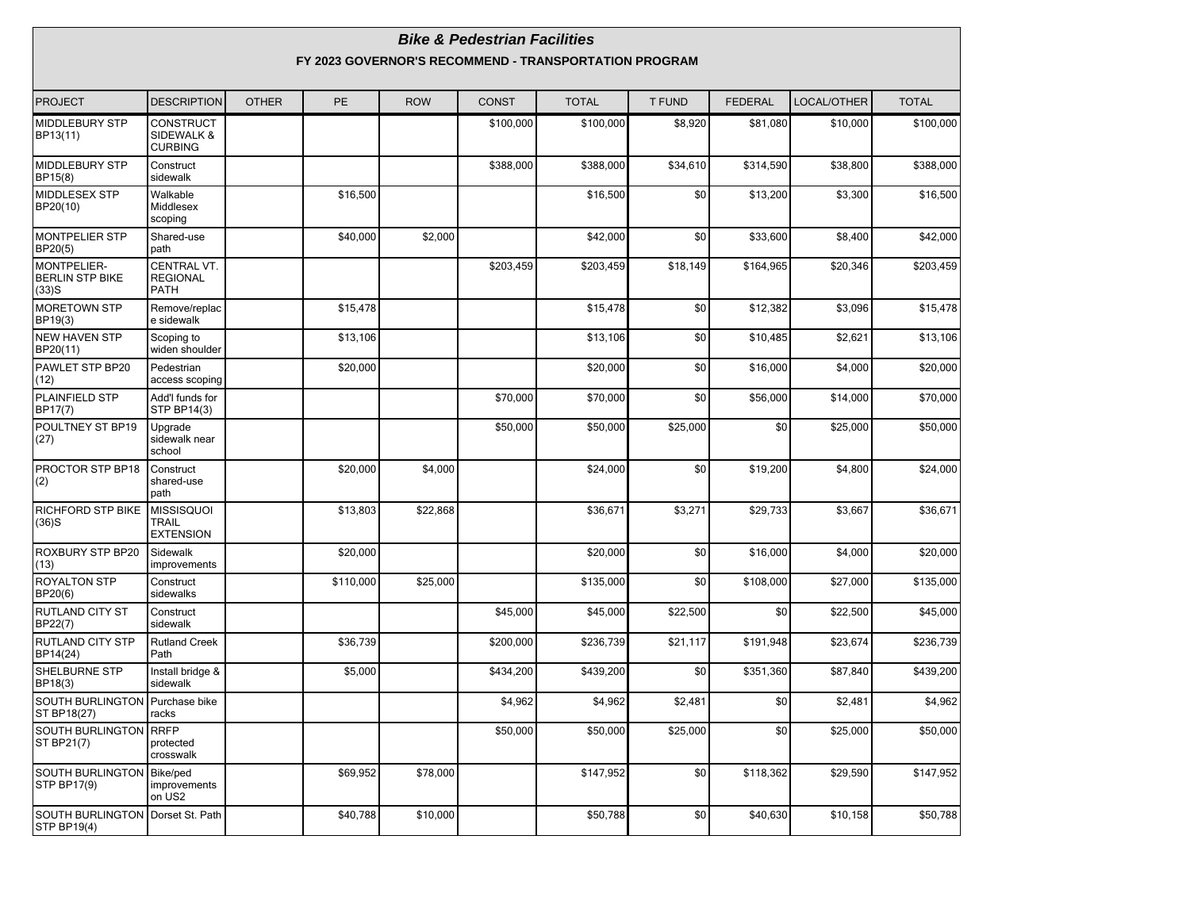## *Bike & Pedestrian Facilities*

### FY 2023 GOVERNOR'S RECOMMEND - TRANSPORTATION PROGRAM

| PROJECT | DESCRIPTION | OTHER | PE | ROW | CONST | TOTAL | T FUND | FEDERAL | LOCAL/OTHER | TOTAL |
|---|---|---|---|---|---|---|---|---|---|---|
| MIDDLEBURY STP BP13(11) | CONSTRUCT SIDEWALK & CURBING | | | | $100,000 | $100,000 | $8,920 | $81,080 | $10,000 | $100,000 |
| MIDDLEBURY STP BP15(8) | Construct sidewalk | | | | $388,000 | $388,000 | $34,610 | $314,590 | $38,800 | $388,000 |
| MIDDLESEX STP BP20(10) | Walkable Middlesex scoping | | $16,500 | | | $16,500 | $0 | $13,200 | $3,300 | $16,500 |
| MONTPELIER STP BP20(5) | Shared-use path | | $40,000 | $2,000 | | $42,000 | $0 | $33,600 | $8,400 | $42,000 |
| MONTPELIER-BERLIN STP BIKE (33)S | CENTRAL VT. REGIONAL PATH | | | | $203,459 | $203,459 | $18,149 | $164,965 | $20,346 | $203,459 |
| MORETOWN STP BP19(3) | Remove/replace sidewalk | | $15,478 | | | $15,478 | $0 | $12,382 | $3,096 | $15,478 |
| NEW HAVEN STP BP20(11) | Scoping to widen shoulder | | $13,106 | | | $13,106 | $0 | $10,485 | $2,621 | $13,106 |
| PAWLET STP BP20 (12) | Pedestrian access scoping | | $20,000 | | | $20,000 | $0 | $16,000 | $4,000 | $20,000 |
| PLAINFIELD STP BP17(7) | Add'l funds for STP BP14(3) | | | | $70,000 | $70,000 | $0 | $56,000 | $14,000 | $70,000 |
| POULTNEY ST BP19 (27) | Upgrade sidewalk near school | | | | $50,000 | $50,000 | $25,000 | $0 | $25,000 | $50,000 |
| PROCTOR STP BP18 (2) | Construct shared-use path | | $20,000 | $4,000 | | $24,000 | $0 | $19,200 | $4,800 | $24,000 |
| RICHFORD STP BIKE (36)S | MISSISQUOI TRAIL EXTENSION | | $13,803 | $22,868 | | $36,671 | $3,271 | $29,733 | $3,667 | $36,671 |
| ROXBURY STP BP20 (13) | Sidewalk improvements | | $20,000 | | | $20,000 | $0 | $16,000 | $4,000 | $20,000 |
| ROYALTON STP BP20(6) | Construct sidewalks | | $110,000 | $25,000 | | $135,000 | $0 | $108,000 | $27,000 | $135,000 |
| RUTLAND CITY ST BP22(7) | Construct sidewalk | | | | $45,000 | $45,000 | $22,500 | $0 | $22,500 | $45,000 |
| RUTLAND CITY STP BP14(24) | Rutland Creek Path | | $36,739 | | $200,000 | $236,739 | $21,117 | $191,948 | $23,674 | $236,739 |
| SHELBURNE STP BP18(3) | Install bridge & sidewalk | | $5,000 | | $434,200 | $439,200 | $0 | $351,360 | $87,840 | $439,200 |
| SOUTH BURLINGTON ST BP18(27) | Purchase bike racks | | | | $4,962 | $4,962 | $2,481 | $0 | $2,481 | $4,962 |
| SOUTH BURLINGTON ST BP21(7) | RRFP protected crosswalk | | | | $50,000 | $50,000 | $25,000 | $0 | $25,000 | $50,000 |
| SOUTH BURLINGTON STP BP17(9) | Bike/ped improvements on US2 | | $69,952 | $78,000 | | $147,952 | $0 | $118,362 | $29,590 | $147,952 |
| SOUTH BURLINGTON STP BP19(4) | Dorset St. Path | | $40,788 | $10,000 | | $50,788 | $0 | $40,630 | $10,158 | $50,788 |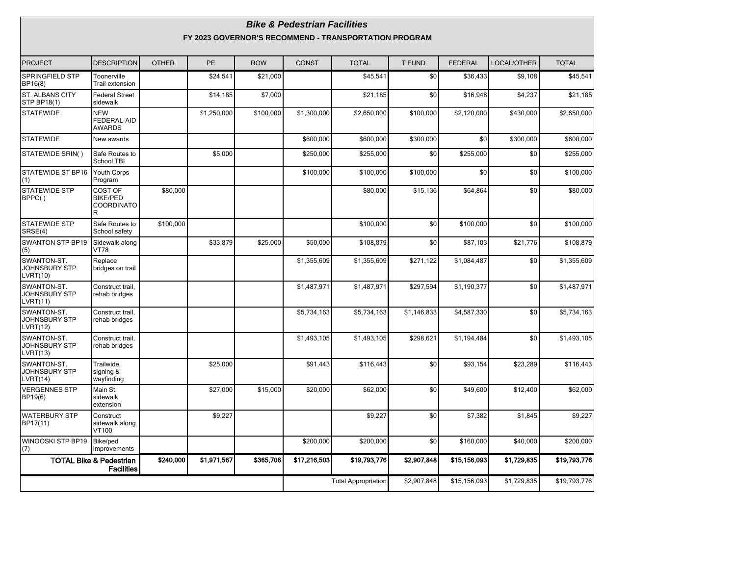# *Bike & Pedestrian Facilities*

## FY 2023 GOVERNOR'S RECOMMEND - TRANSPORTATION PROGRAM

| PROJECT | DESCRIPTION | OTHER | PE | ROW | CONST | TOTAL | T FUND | FEDERAL | LOCAL/OTHER | TOTAL |
|---|---|---|---|---|---|---|---|---|---|---|
| SPRINGFIELD STP BP16(8) | Toonerville Trail extension | | $24,541 | $21,000 | | $45,541 | $0 | $36,433 | $9,108 | $45,541 |
| ST. ALBANS CITY STP BP18(1) | Federal Street sidewalk | | $14,185 | $7,000 | | $21,185 | $0 | $16,948 | $4,237 | $21,185 |
| STATEWIDE | NEW FEDERAL-AID AWARDS | | $1,250,000 | $100,000 | $1,300,000 | $2,650,000 | $100,000 | $2,120,000 | $430,000 | $2,650,000 |
| STATEWIDE | New awards | | | | $600,000 | $600,000 | $300,000 | $0 | $300,000 | $600,000 |
| STATEWIDE SRIN( ) | Safe Routes to School TBI | | $5,000 | | $250,000 | $255,000 | $0 | $255,000 | $0 | $255,000 |
| STATEWIDE ST BP16 (1) | Youth Corps Program | | | | $100,000 | $100,000 | $100,000 | $0 | $0 | $100,000 |
| STATEWIDE STP BPPC( ) | COST OF BIKE/PED COORDINATOR | $80,000 | | | | $80,000 | $15,136 | $64,864 | $0 | $80,000 |
| STATEWIDE STP SRSE(4) | Safe Routes to School safety | $100,000 | | | | $100,000 | $0 | $100,000 | $0 | $100,000 |
| SWANTON STP BP19 (5) | Sidewalk along VT78 | | $33,879 | $25,000 | $50,000 | $108,879 | $0 | $87,103 | $21,776 | $108,879 |
| SWANTON-ST. JOHNSBURY STP LVRT(10) | Replace bridges on trail | | | | $1,355,609 | $1,355,609 | $271,122 | $1,084,487 | $0 | $1,355,609 |
| SWANTON-ST. JOHNSBURY STP LVRT(11) | Construct trail, rehab bridges | | | | $1,487,971 | $1,487,971 | $297,594 | $1,190,377 | $0 | $1,487,971 |
| SWANTON-ST. JOHNSBURY STP LVRT(12) | Construct trail, rehab bridges | | | | $5,734,163 | $5,734,163 | $1,146,833 | $4,587,330 | $0 | $5,734,163 |
| SWANTON-ST. JOHNSBURY STP LVRT(13) | Construct trail, rehab bridges | | | | $1,493,105 | $1,493,105 | $298,621 | $1,194,484 | $0 | $1,493,105 |
| SWANTON-ST. JOHNSBURY STP LVRT(14) | Trailwide signing & wayfinding | | $25,000 | | $91,443 | $116,443 | $0 | $93,154 | $23,289 | $116,443 |
| VERGENNES STP BP19(6) | Main St. sidewalk extension | | $27,000 | $15,000 | $20,000 | $62,000 | $0 | $49,600 | $12,400 | $62,000 |
| WATERBURY STP BP17(11) | Construct sidewalk along VT100 | | $9,227 | | | $9,227 | $0 | $7,382 | $1,845 | $9,227 |
| WINOOSKI STP BP19 (7) | Bike/ped improvements | | | | $200,000 | $200,000 | $0 | $160,000 | $40,000 | $200,000 |
| **TOTAL Bike & Pedestrian Facilities** | | **$240,000** | **$1,971,567** | **$365,706** | **$17,216,503** | **$19,793,776** | **$2,907,848** | **$15,156,093** | **$1,729,835** | **$19,793,776** |
| | | | | | | Total Appropriation | $2,907,848 | $15,156,093 | $1,729,835 | $19,793,776 |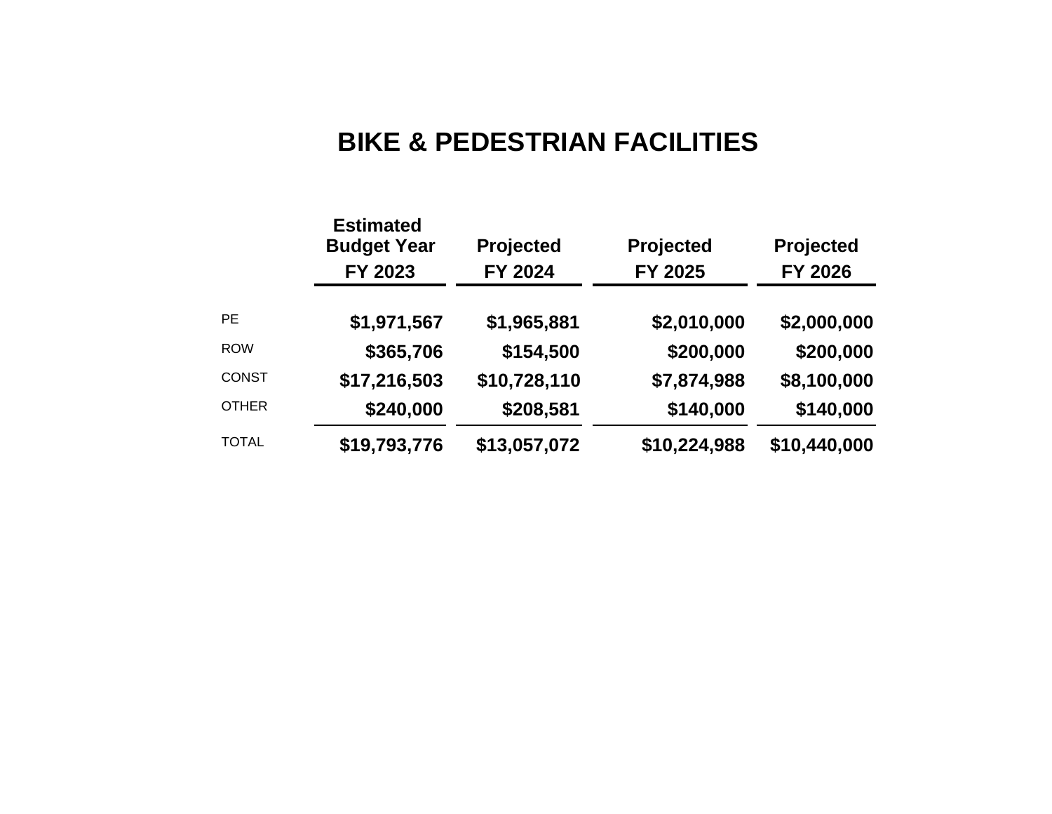# BIKE & PEDESTRIAN FACILITIES

| | Estimated Budget Year FY 2023 | Projected FY 2024 | Projected FY 2025 | Projected FY 2026 |
|---|---|---|---|---|
| PE | **$1,971,567** | **$1,965,881** | **$2,010,000** | **$2,000,000** |
| ROW | **$365,706** | **$154,500** | **$200,000** | **$200,000** |
| CONST | **$17,216,503** | **$10,728,110** | **$7,874,988** | **$8,100,000** |
| OTHER | **$240,000** | **$208,581** | **$140,000** | **$140,000** |
| TOTAL | **$19,793,776** | **$13,057,072** | **$10,224,988** | **$10,440,000** |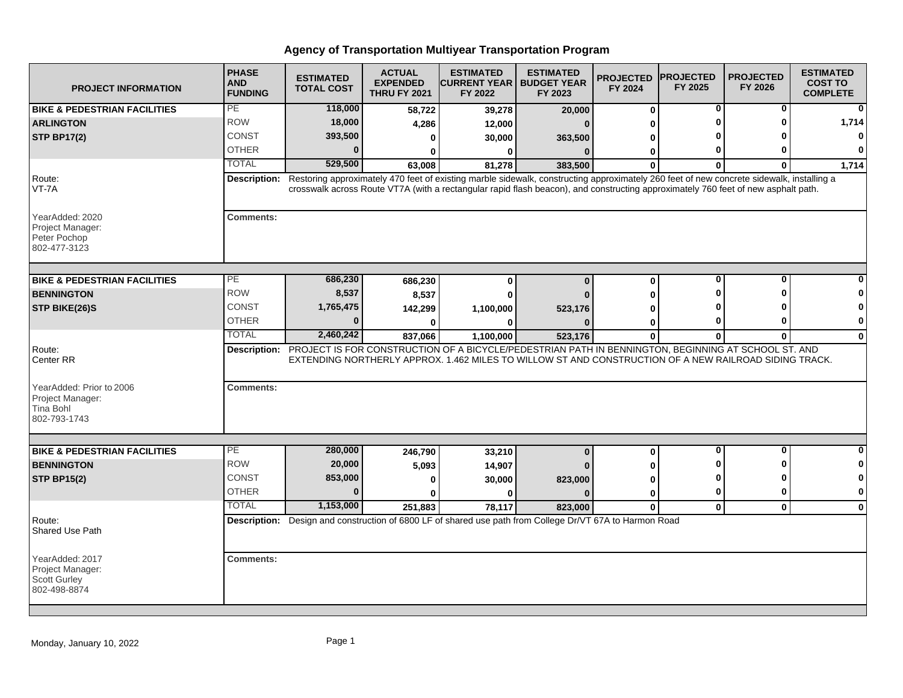# Agency of Transportation Multiyear Transportation Program

| PROJECT INFORMATION | PHASE AND FUNDING | ESTIMATED TOTAL COST | ACTUAL EXPENDED THRU FY 2021 | ESTIMATED CURRENT YEAR FY 2022 | ESTIMATED BUDGET YEAR FY 2023 | PROJECTED FY 2024 | PROJECTED FY 2025 | PROJECTED FY 2026 | ESTIMATED COST TO COMPLETE |
|---|---|---|---|---|---|---|---|---|---|
| **BIKE & PEDESTRIAN FACILITIES** | PE | 118,000 | 58,722 | 39,278 | 20,000 | 0 | 0 | 0 | 0 |
| **ARLINGTON** | ROW | 18,000 | 4,286 | 12,000 | 0 | 0 | 0 | 0 | 1,714 |
| **STP BP17(2)** | CONST | 393,500 | 0 | 30,000 | 363,500 | 0 | 0 | 0 | 0 |
| | OTHER | 0 | 0 | 0 | 0 | 0 | 0 | 0 | 0 |
| | TOTAL | 529,500 | 63,008 | 81,278 | 383,500 | 0 | 0 | 0 | 1,714 |

Route: VT-7A

**Description:** Restoring approximately 470 feet of existing marble sidewalk, constructing approximately 260 feet of new concrete sidewalk, installing a crosswalk across Route VT7A (with a rectangular rapid flash beacon), and constructing approximately 760 feet of new asphalt path.

YearAdded: 2020
Project Manager: Peter Pochop
802-477-3123

**Comments:**

| PROJECT INFORMATION | PHASE AND FUNDING | ESTIMATED TOTAL COST | ACTUAL EXPENDED THRU FY 2021 | ESTIMATED CURRENT YEAR FY 2022 | ESTIMATED BUDGET YEAR FY 2023 | PROJECTED FY 2024 | PROJECTED FY 2025 | PROJECTED FY 2026 | ESTIMATED COST TO COMPLETE |
|---|---|---|---|---|---|---|---|---|---|
| **BIKE & PEDESTRIAN FACILITIES** | PE | 686,230 | 686,230 | 0 | 0 | 0 | 0 | 0 | 0 |
| **BENNINGTON** | ROW | 8,537 | 8,537 | 0 | 0 | 0 | 0 | 0 | 0 |
| **STP BIKE(26)S** | CONST | 1,765,475 | 142,299 | 1,100,000 | 523,176 | 0 | 0 | 0 | 0 |
| | OTHER | 0 | 0 | 0 | 0 | 0 | 0 | 0 | 0 |
| | TOTAL | 2,460,242 | 837,066 | 1,100,000 | 523,176 | 0 | 0 | 0 | 0 |

Route: Center RR

**Description:** PROJECT IS FOR CONSTRUCTION OF A BICYCLE/PEDESTRIAN PATH IN BENNINGTON, BEGINNING AT SCHOOL ST. AND EXTENDING NORTHERLY APPROX. 1.462 MILES TO WILLOW ST AND CONSTRUCTION OF A NEW RAILROAD SIDING TRACK.

YearAdded: Prior to 2006
Project Manager: Tina Bohl
802-793-1743

**Comments:**

| PROJECT INFORMATION | PHASE AND FUNDING | ESTIMATED TOTAL COST | ACTUAL EXPENDED THRU FY 2021 | ESTIMATED CURRENT YEAR FY 2022 | ESTIMATED BUDGET YEAR FY 2023 | PROJECTED FY 2024 | PROJECTED FY 2025 | PROJECTED FY 2026 | ESTIMATED COST TO COMPLETE |
|---|---|---|---|---|---|---|---|---|---|
| **BIKE & PEDESTRIAN FACILITIES** | PE | 280,000 | 246,790 | 33,210 | 0 | 0 | 0 | 0 | 0 |
| **BENNINGTON** | ROW | 20,000 | 5,093 | 14,907 | 0 | 0 | 0 | 0 | 0 |
| **STP BP15(2)** | CONST | 853,000 | 0 | 30,000 | 823,000 | 0 | 0 | 0 | 0 |
| | OTHER | 0 | 0 | 0 | 0 | 0 | 0 | 0 | 0 |
| | TOTAL | 1,153,000 | 251,883 | 78,117 | 823,000 | 0 | 0 | 0 | 0 |

Route: Shared Use Path

**Description:** Design and construction of 6800 LF of shared use path from College Dr/VT 67A to Harmon Road

YearAdded: 2017
Project Manager: Scott Gurley
802-498-8874

**Comments:**

Monday, January 10, 2022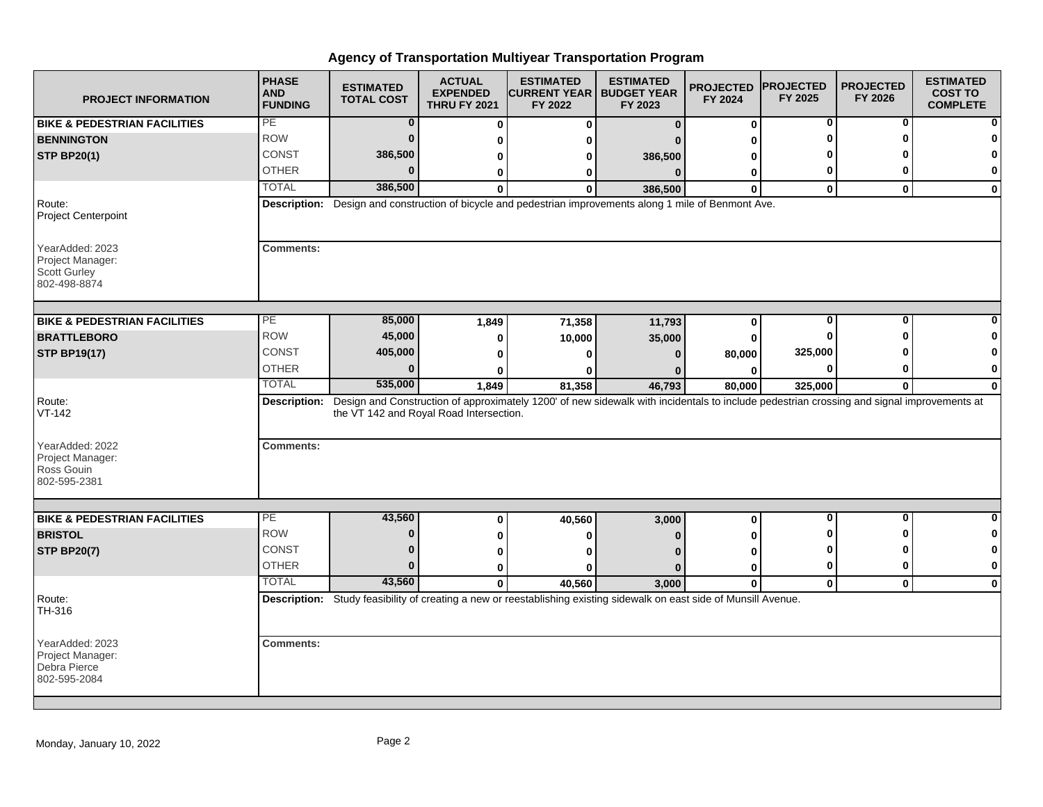# Agency of Transportation Multiyear Transportation Program

| PROJECT INFORMATION | PHASE AND FUNDING | ESTIMATED TOTAL COST | ACTUAL EXPENDED THRU FY 2021 | ESTIMATED CURRENT YEAR FY 2022 | ESTIMATED BUDGET YEAR FY 2023 | PROJECTED FY 2024 | PROJECTED FY 2025 | PROJECTED FY 2026 | ESTIMATED COST TO COMPLETE |
|---|---|---|---|---|---|---|---|---|---|
| **BIKE & PEDESTRIAN FACILITIES** | PE | 0 | 0 | 0 | 0 | 0 | 0 | 0 | 0 |
| **BENNINGTON** | ROW | 0 | 0 | 0 | 0 | 0 | 0 | 0 | 0 |
| **STP BP20(1)** | CONST | 386,500 | 0 | 0 | 386,500 | 0 | 0 | 0 | 0 |
| | OTHER | 0 | 0 | 0 | 0 | 0 | 0 | 0 | 0 |
| | TOTAL | 386,500 | 0 | 0 | 386,500 | 0 | 0 | 0 | 0 |

Route: Project Centerpoint

**Description:** Design and construction of bicycle and pedestrian improvements along 1 mile of Benmont Ave.

YearAdded: 2023
Project Manager:
Scott Gurley
802-498-8874

**Comments:**

| PROJECT INFORMATION | PHASE AND FUNDING | ESTIMATED TOTAL COST | ACTUAL EXPENDED THRU FY 2021 | ESTIMATED CURRENT YEAR FY 2022 | ESTIMATED BUDGET YEAR FY 2023 | PROJECTED FY 2024 | PROJECTED FY 2025 | PROJECTED FY 2026 | ESTIMATED COST TO COMPLETE |
|---|---|---|---|---|---|---|---|---|---|
| **BIKE & PEDESTRIAN FACILITIES** | PE | 85,000 | 1,849 | 71,358 | 11,793 | 0 | 0 | 0 | 0 |
| **BRATTLEBORO** | ROW | 45,000 | 0 | 10,000 | 35,000 | 0 | 0 | 0 | 0 |
| **STP BP19(17)** | CONST | 405,000 | 0 | 0 | 0 | 80,000 | 325,000 | 0 | 0 |
| | OTHER | 0 | 0 | 0 | 0 | 0 | 0 | 0 | 0 |
| | TOTAL | 535,000 | 1,849 | 81,358 | 46,793 | 80,000 | 325,000 | 0 | 0 |

Route: VT-142

**Description:** Design and Construction of approximately 1200' of new sidewalk with incidentals to include pedestrian crossing and signal improvements at the VT 142 and Royal Road Intersection.

YearAdded: 2022
Project Manager:
Ross Gouin
802-595-2381

**Comments:**

| PROJECT INFORMATION | PHASE AND FUNDING | ESTIMATED TOTAL COST | ACTUAL EXPENDED THRU FY 2021 | ESTIMATED CURRENT YEAR FY 2022 | ESTIMATED BUDGET YEAR FY 2023 | PROJECTED FY 2024 | PROJECTED FY 2025 | PROJECTED FY 2026 | ESTIMATED COST TO COMPLETE |
|---|---|---|---|---|---|---|---|---|---|
| **BIKE & PEDESTRIAN FACILITIES** | PE | 43,560 | 0 | 40,560 | 3,000 | 0 | 0 | 0 | 0 |
| **BRISTOL** | ROW | 0 | 0 | 0 | 0 | 0 | 0 | 0 | 0 |
| **STP BP20(7)** | CONST | 0 | 0 | 0 | 0 | 0 | 0 | 0 | 0 |
| | OTHER | 0 | 0 | 0 | 0 | 0 | 0 | 0 | 0 |
| | TOTAL | 43,560 | 0 | 40,560 | 3,000 | 0 | 0 | 0 | 0 |

Route: TH-316

**Description:** Study feasibility of creating a new or reestablishing existing sidewalk on east side of Munsill Avenue.

YearAdded: 2023
Project Manager:
Debra Pierce
802-595-2084

**Comments:**

Monday, January 10, 2022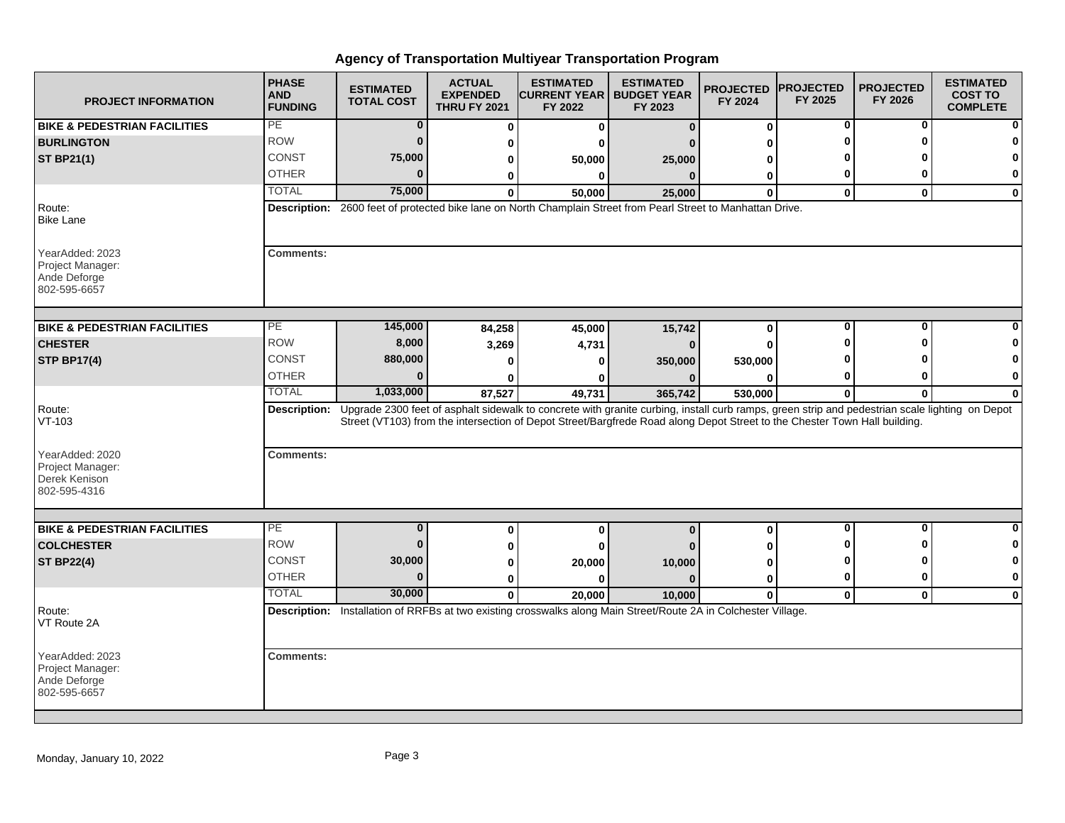# Agency of Transportation Multiyear Transportation Program

| PROJECT INFORMATION | PHASE AND FUNDING | ESTIMATED TOTAL COST | ACTUAL EXPENDED THRU FY 2021 | ESTIMATED CURRENT YEAR FY 2022 | ESTIMATED BUDGET YEAR FY 2023 | PROJECTED FY 2024 | PROJECTED FY 2025 | PROJECTED FY 2026 | ESTIMATED COST TO COMPLETE |
|---|---|---|---|---|---|---|---|---|---|
| **BIKE & PEDESTRIAN FACILITIES** | PE | 0 | 0 | 0 | 0 | 0 | 0 | 0 | 0 |
| **BURLINGTON** | ROW | 0 | 0 | 0 | 0 | 0 | 0 | 0 | 0 |
| **ST BP21(1)** | CONST | 75,000 | 0 | 50,000 | 25,000 | 0 | 0 | 0 | 0 |
| | OTHER | 0 | 0 | 0 | 0 | 0 | 0 | 0 | 0 |
| | TOTAL | 75,000 | 0 | 50,000 | 25,000 | 0 | 0 | 0 | 0 |

Route: Bike Lane

**Description:** 2600 feet of protected bike lane on North Champlain Street from Pearl Street to Manhattan Drive.

YearAdded: 2023
Project Manager: Ande Deforge
802-595-6657

**Comments:**

| PROJECT INFORMATION | PHASE AND FUNDING | ESTIMATED TOTAL COST | ACTUAL EXPENDED THRU FY 2021 | ESTIMATED CURRENT YEAR FY 2022 | ESTIMATED BUDGET YEAR FY 2023 | PROJECTED FY 2024 | PROJECTED FY 2025 | PROJECTED FY 2026 | ESTIMATED COST TO COMPLETE |
|---|---|---|---|---|---|---|---|---|---|
| **BIKE & PEDESTRIAN FACILITIES** | PE | 145,000 | 84,258 | 45,000 | 15,742 | 0 | 0 | 0 | 0 |
| **CHESTER** | ROW | 8,000 | 3,269 | 4,731 | 0 | 0 | 0 | 0 | 0 |
| **STP BP17(4)** | CONST | 880,000 | 0 | 0 | 350,000 | 530,000 | 0 | 0 | 0 |
| | OTHER | 0 | 0 | 0 | 0 | 0 | 0 | 0 | 0 |
| | TOTAL | 1,033,000 | 87,527 | 49,731 | 365,742 | 530,000 | 0 | 0 | 0 |

Route: VT-103

**Description:** Upgrade 2300 feet of asphalt sidewalk to concrete with granite curbing, install curb ramps, green strip and pedestrian scale lighting on Depot Street (VT103) from the intersection of Depot Street/Bargfrede Road along Depot Street to the Chester Town Hall building.

YearAdded: 2020
Project Manager: Derek Kenison
802-595-4316

**Comments:**

| PROJECT INFORMATION | PHASE AND FUNDING | ESTIMATED TOTAL COST | ACTUAL EXPENDED THRU FY 2021 | ESTIMATED CURRENT YEAR FY 2022 | ESTIMATED BUDGET YEAR FY 2023 | PROJECTED FY 2024 | PROJECTED FY 2025 | PROJECTED FY 2026 | ESTIMATED COST TO COMPLETE |
|---|---|---|---|---|---|---|---|---|---|
| **BIKE & PEDESTRIAN FACILITIES** | PE | 0 | 0 | 0 | 0 | 0 | 0 | 0 | 0 |
| **COLCHESTER** | ROW | 0 | 0 | 0 | 0 | 0 | 0 | 0 | 0 |
| **ST BP22(4)** | CONST | 30,000 | 0 | 20,000 | 10,000 | 0 | 0 | 0 | 0 |
| | OTHER | 0 | 0 | 0 | 0 | 0 | 0 | 0 | 0 |
| | TOTAL | 30,000 | 0 | 20,000 | 10,000 | 0 | 0 | 0 | 0 |

Route: VT Route 2A

**Description:** Installation of RRFBs at two existing crosswalks along Main Street/Route 2A in Colchester Village.

YearAdded: 2023
Project Manager: Ande Deforge
802-595-6657

**Comments:**

Monday, January 10, 2022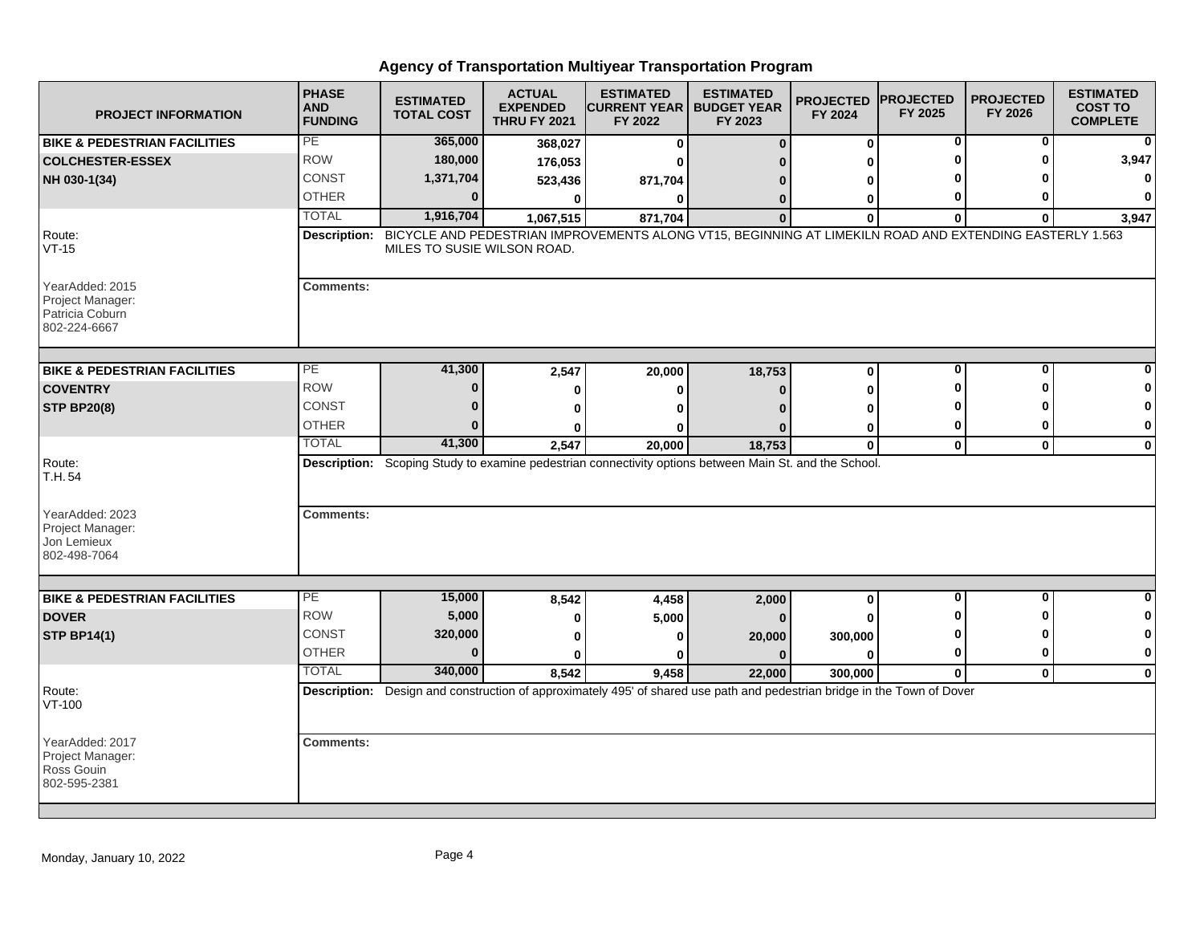# Agency of Transportation Multiyear Transportation Program

| PROJECT INFORMATION | PHASE AND FUNDING | ESTIMATED TOTAL COST | ACTUAL EXPENDED THRU FY 2021 | ESTIMATED CURRENT YEAR FY 2022 | ESTIMATED BUDGET YEAR FY 2023 | PROJECTED FY 2024 | PROJECTED FY 2025 | PROJECTED FY 2026 | ESTIMATED COST TO COMPLETE |
|---|---|---|---|---|---|---|---|---|---|
| **BIKE & PEDESTRIAN FACILITIES** | PE | **365,000** | **368,027** | **0** | **0** | **0** | **0** | **0** | **0** |
| **COLCHESTER-ESSEX** | ROW | **180,000** | **176,053** | **0** | **0** | **0** | **0** | **0** | **3,947** |
| **NH 030-1(34)** | CONST | **1,371,704** | **523,436** | **871,704** | **0** | **0** | **0** | **0** | **0** |
| | OTHER | **0** | **0** | **0** | **0** | **0** | **0** | **0** | **0** |
| | TOTAL | **1,916,704** | **1,067,515** | **871,704** | **0** | **0** | **0** | **0** | **3,947** |
| Route: VT-15 | **Description:** BICYCLE AND PEDESTRIAN IMPROVEMENTS ALONG VT15, BEGINNING AT LIMEKILN ROAD AND EXTENDING EASTERLY 1.563 MILES TO SUSIE WILSON ROAD. | | | | | | | | |
| YearAdded: 2015 Project Manager: Patricia Coburn 802-224-6667 | **Comments:** | | | | | | | | |
| **BIKE & PEDESTRIAN FACILITIES** | PE | **41,300** | **2,547** | **20,000** | **18,753** | **0** | **0** | **0** | **0** |
| **COVENTRY** | ROW | **0** | **0** | **0** | **0** | **0** | **0** | **0** | **0** |
| **STP BP20(8)** | CONST | **0** | **0** | **0** | **0** | **0** | **0** | **0** | **0** |
| | OTHER | **0** | **0** | **0** | **0** | **0** | **0** | **0** | **0** |
| | TOTAL | **41,300** | **2,547** | **20,000** | **18,753** | **0** | **0** | **0** | **0** |
| Route: T.H. 54 | **Description:** Scoping Study to examine pedestrian connectivity options between Main St. and the School. | | | | | | | | |
| YearAdded: 2023 Project Manager: Jon Lemieux 802-498-7064 | **Comments:** | | | | | | | | |
| **BIKE & PEDESTRIAN FACILITIES** | PE | **15,000** | **8,542** | **4,458** | **2,000** | **0** | **0** | **0** | **0** |
| **DOVER** | ROW | **5,000** | **0** | **5,000** | **0** | **0** | **0** | **0** | **0** |
| **STP BP14(1)** | CONST | **320,000** | **0** | **0** | **20,000** | **300,000** | **0** | **0** | **0** |
| | OTHER | **0** | **0** | **0** | **0** | **0** | **0** | **0** | **0** |
| | TOTAL | **340,000** | **8,542** | **9,458** | **22,000** | **300,000** | **0** | **0** | **0** |
| Route: VT-100 | **Description:** Design and construction of approximately 495' of shared use path and pedestrian bridge in the Town of Dover | | | | | | | | |
| YearAdded: 2017 Project Manager: Ross Gouin 802-595-2381 | **Comments:** | | | | | | | | |

Monday, January 10, 2022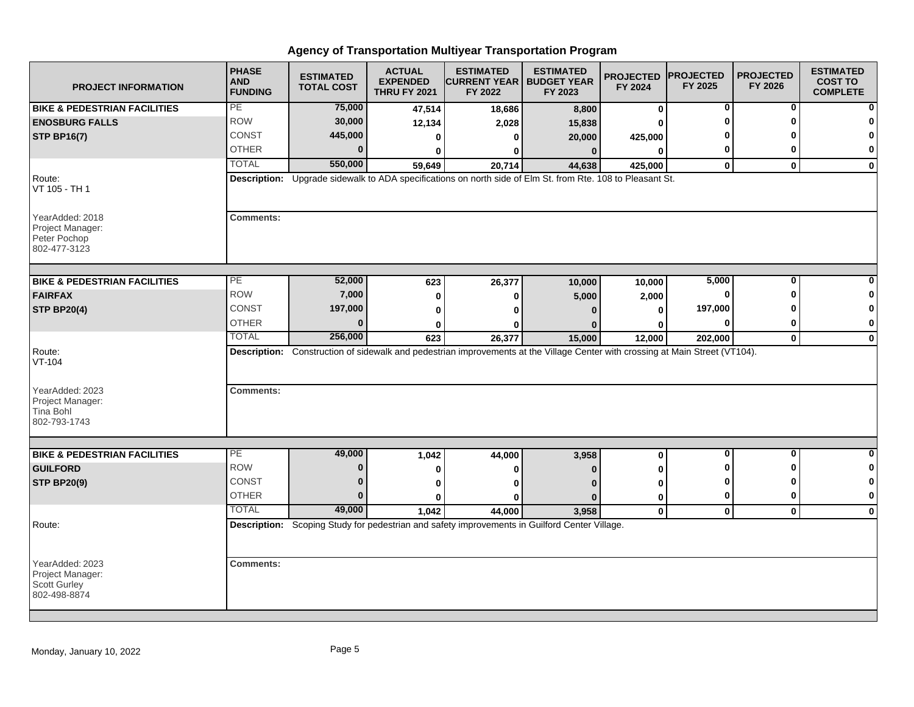# Agency of Transportation Multiyear Transportation Program

| PROJECT INFORMATION | PHASE AND FUNDING | ESTIMATED TOTAL COST | ACTUAL EXPENDED THRU FY 2021 | ESTIMATED CURRENT YEAR FY 2022 | ESTIMATED BUDGET YEAR FY 2023 | PROJECTED FY 2024 | PROJECTED FY 2025 | PROJECTED FY 2026 | ESTIMATED COST TO COMPLETE |
|---|---|---|---|---|---|---|---|---|---|
| **BIKE & PEDESTRIAN FACILITIES** | PE | 75,000 | 47,514 | 18,686 | 8,800 | 0 | 0 | 0 | 0 |
| **ENOSBURG FALLS** | ROW | 30,000 | 12,134 | 2,028 | 15,838 | 0 | 0 | 0 | 0 |
| **STP BP16(7)** | CONST | 445,000 | 0 | 0 | 20,000 | 425,000 | 0 | 0 | 0 |
| | OTHER | 0 | 0 | 0 | 0 | 0 | 0 | 0 | 0 |
| | TOTAL | 550,000 | 59,649 | 20,714 | 44,638 | 425,000 | 0 | 0 | 0 |

Route: VT 105 - TH 1

YearAdded: 2018
Project Manager: Peter Pochop
802-477-3123

**Description:** Upgrade sidewalk to ADA specifications on north side of Elm St. from Rte. 108 to Pleasant St.

**Comments:**

| PROJECT INFORMATION | PHASE AND FUNDING | ESTIMATED TOTAL COST | ACTUAL EXPENDED THRU FY 2021 | ESTIMATED CURRENT YEAR FY 2022 | ESTIMATED BUDGET YEAR FY 2023 | PROJECTED FY 2024 | PROJECTED FY 2025 | PROJECTED FY 2026 | ESTIMATED COST TO COMPLETE |
|---|---|---|---|---|---|---|---|---|---|
| **BIKE & PEDESTRIAN FACILITIES** | PE | 52,000 | 623 | 26,377 | 10,000 | 10,000 | 5,000 | 0 | 0 |
| **FAIRFAX** | ROW | 7,000 | 0 | 0 | 5,000 | 2,000 | 0 | 0 | 0 |
| **STP BP20(4)** | CONST | 197,000 | 0 | 0 | 0 | 0 | 197,000 | 0 | 0 |
| | OTHER | 0 | 0 | 0 | 0 | 0 | 0 | 0 | 0 |
| | TOTAL | 256,000 | 623 | 26,377 | 15,000 | 12,000 | 202,000 | 0 | 0 |

Route: VT-104

YearAdded: 2023
Project Manager: Tina Bohl
802-793-1743

**Description:** Construction of sidewalk and pedestrian improvements at the Village Center with crossing at Main Street (VT104).

**Comments:**

| PROJECT INFORMATION | PHASE AND FUNDING | ESTIMATED TOTAL COST | ACTUAL EXPENDED THRU FY 2021 | ESTIMATED CURRENT YEAR FY 2022 | ESTIMATED BUDGET YEAR FY 2023 | PROJECTED FY 2024 | PROJECTED FY 2025 | PROJECTED FY 2026 | ESTIMATED COST TO COMPLETE |
|---|---|---|---|---|---|---|---|---|---|
| **BIKE & PEDESTRIAN FACILITIES** | PE | 49,000 | 1,042 | 44,000 | 3,958 | 0 | 0 | 0 | 0 |
| **GUILFORD** | ROW | 0 | 0 | 0 | 0 | 0 | 0 | 0 | 0 |
| **STP BP20(9)** | CONST | 0 | 0 | 0 | 0 | 0 | 0 | 0 | 0 |
| | OTHER | 0 | 0 | 0 | 0 | 0 | 0 | 0 | 0 |
| | TOTAL | 49,000 | 1,042 | 44,000 | 3,958 | 0 | 0 | 0 | 0 |

Route:

YearAdded: 2023
Project Manager: Scott Gurley
802-498-8874

**Description:** Scoping Study for pedestrian and safety improvements in Guilford Center Village.

**Comments:**

Monday, January 10, 2022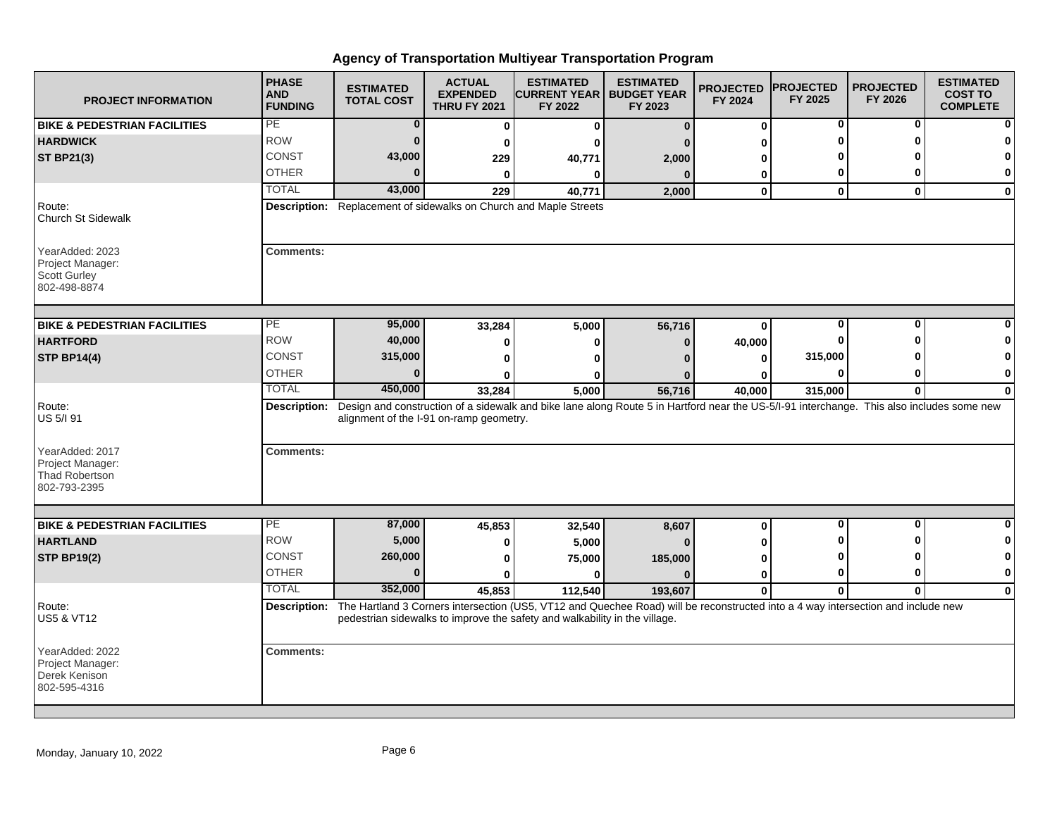# Agency of Transportation Multiyear Transportation Program

| PROJECT INFORMATION | PHASE AND FUNDING | ESTIMATED TOTAL COST | ACTUAL EXPENDED THRU FY 2021 | ESTIMATED CURRENT YEAR FY 2022 | ESTIMATED BUDGET YEAR FY 2023 | PROJECTED FY 2024 | PROJECTED FY 2025 | PROJECTED FY 2026 | ESTIMATED COST TO COMPLETE |
|---|---|---|---|---|---|---|---|---|---|
| **BIKE & PEDESTRIAN FACILITIES** | PE | **0** | **0** | **0** | **0** | **0** | **0** | **0** | **0** |
| **HARDWICK** | ROW | **0** | **0** | **0** | **0** | **0** | **0** | **0** | **0** |
| **ST BP21(3)** | CONST | **43,000** | **229** | **40,771** | **2,000** | **0** | **0** | **0** | **0** |
| | OTHER | **0** | **0** | **0** | **0** | **0** | **0** | **0** | **0** |
| | TOTAL | **43,000** | **229** | **40,771** | **2,000** | **0** | **0** | **0** | **0** |

Route: Church St Sidewalk

**Description:** Replacement of sidewalks on Church and Maple Streets

YearAdded: 2023
Project Manager: Scott Gurley
802-498-8874

**Comments:**

| PROJECT INFORMATION | PHASE AND FUNDING | ESTIMATED TOTAL COST | ACTUAL EXPENDED THRU FY 2021 | ESTIMATED CURRENT YEAR FY 2022 | ESTIMATED BUDGET YEAR FY 2023 | PROJECTED FY 2024 | PROJECTED FY 2025 | PROJECTED FY 2026 | ESTIMATED COST TO COMPLETE |
|---|---|---|---|---|---|---|---|---|---|
| **BIKE & PEDESTRIAN FACILITIES** | PE | **95,000** | **33,284** | **5,000** | **56,716** | **0** | **0** | **0** | **0** |
| **HARTFORD** | ROW | **40,000** | **0** | **0** | **0** | **40,000** | **0** | **0** | **0** |
| **STP BP14(4)** | CONST | **315,000** | **0** | **0** | **0** | **0** | **315,000** | **0** | **0** |
| | OTHER | **0** | **0** | **0** | **0** | **0** | **0** | **0** | **0** |
| | TOTAL | **450,000** | **33,284** | **5,000** | **56,716** | **40,000** | **315,000** | **0** | **0** |

Route: US 5/I 91

**Description:** Design and construction of a sidewalk and bike lane along Route 5 in Hartford near the US-5/I-91 interchange. This also includes some new alignment of the I-91 on-ramp geometry.

YearAdded: 2017
Project Manager: Thad Robertson
802-793-2395

**Comments:**

| PROJECT INFORMATION | PHASE AND FUNDING | ESTIMATED TOTAL COST | ACTUAL EXPENDED THRU FY 2021 | ESTIMATED CURRENT YEAR FY 2022 | ESTIMATED BUDGET YEAR FY 2023 | PROJECTED FY 2024 | PROJECTED FY 2025 | PROJECTED FY 2026 | ESTIMATED COST TO COMPLETE |
|---|---|---|---|---|---|---|---|---|---|
| **BIKE & PEDESTRIAN FACILITIES** | PE | **87,000** | **45,853** | **32,540** | **8,607** | **0** | **0** | **0** | **0** |
| **HARTLAND** | ROW | **5,000** | **0** | **5,000** | **0** | **0** | **0** | **0** | **0** |
| **STP BP19(2)** | CONST | **260,000** | **0** | **75,000** | **185,000** | **0** | **0** | **0** | **0** |
| | OTHER | **0** | **0** | **0** | **0** | **0** | **0** | **0** | **0** |
| | TOTAL | **352,000** | **45,853** | **112,540** | **193,607** | **0** | **0** | **0** | **0** |

Route: US5 & VT12

**Description:** The Hartland 3 Corners intersection (US5, VT12 and Quechee Road) will be reconstructed into a 4 way intersection and include new pedestrian sidewalks to improve the safety and walkability in the village.

YearAdded: 2022
Project Manager: Derek Kenison
802-595-4316

**Comments:**

Monday, January 10, 2022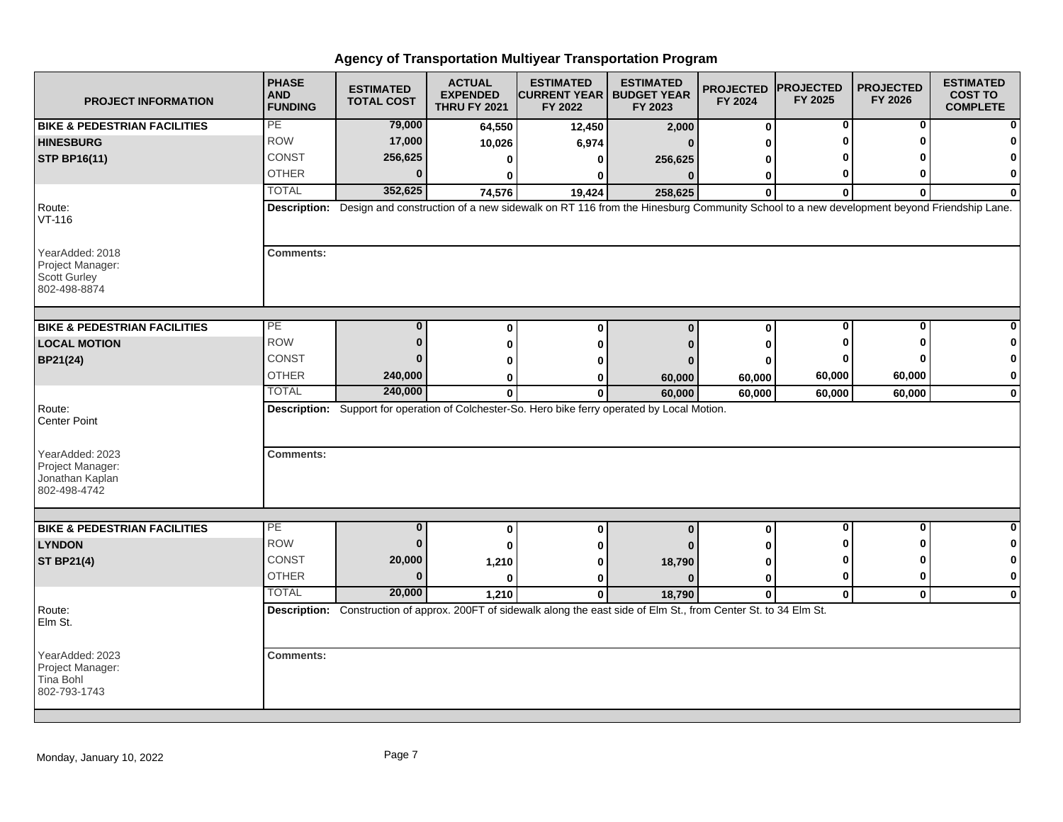# Agency of Transportation Multiyear Transportation Program

| PROJECT INFORMATION | PHASE AND FUNDING | ESTIMATED TOTAL COST | ACTUAL EXPENDED THRU FY 2021 | ESTIMATED CURRENT YEAR FY 2022 | ESTIMATED BUDGET YEAR FY 2023 | PROJECTED FY 2024 | PROJECTED FY 2025 | PROJECTED FY 2026 | ESTIMATED COST TO COMPLETE |
|---|---|---|---|---|---|---|---|---|---|
| **BIKE & PEDESTRIAN FACILITIES** | PE | 79,000 | 64,550 | 12,450 | 2,000 | 0 | 0 | 0 | 0 |
| **HINESBURG** | ROW | 17,000 | 10,026 | 6,974 | 0 | 0 | 0 | 0 | 0 |
| **STP BP16(11)** | CONST | 256,625 | 0 | 0 | 256,625 | 0 | 0 | 0 | 0 |
| | OTHER | 0 | 0 | 0 | 0 | 0 | 0 | 0 | 0 |
| | TOTAL | 352,625 | 74,576 | 19,424 | 258,625 | 0 | 0 | 0 | 0 |

Route: VT-116

**Description:** Design and construction of a new sidewalk on RT 116 from the Hinesburg Community School to a new development beyond Friendship Lane.

YearAdded: 2018
Project Manager: Scott Gurley
802-498-8874

**Comments:**

| PROJECT INFORMATION | PHASE AND FUNDING | ESTIMATED TOTAL COST | ACTUAL EXPENDED THRU FY 2021 | ESTIMATED CURRENT YEAR FY 2022 | ESTIMATED BUDGET YEAR FY 2023 | PROJECTED FY 2024 | PROJECTED FY 2025 | PROJECTED FY 2026 | ESTIMATED COST TO COMPLETE |
|---|---|---|---|---|---|---|---|---|---|
| **BIKE & PEDESTRIAN FACILITIES** | PE | 0 | 0 | 0 | 0 | 0 | 0 | 0 | 0 |
| **LOCAL MOTION** | ROW | 0 | 0 | 0 | 0 | 0 | 0 | 0 | 0 |
| **BP21(24)** | CONST | 0 | 0 | 0 | 0 | 0 | 0 | 0 | 0 |
| | OTHER | 240,000 | 0 | 0 | 60,000 | 60,000 | 60,000 | 60,000 | 0 |
| | TOTAL | 240,000 | 0 | 0 | 60,000 | 60,000 | 60,000 | 60,000 | 0 |

Route: Center Point

**Description:** Support for operation of Colchester-So. Hero bike ferry operated by Local Motion.

YearAdded: 2023
Project Manager: Jonathan Kaplan
802-498-4742

**Comments:**

| PROJECT INFORMATION | PHASE AND FUNDING | ESTIMATED TOTAL COST | ACTUAL EXPENDED THRU FY 2021 | ESTIMATED CURRENT YEAR FY 2022 | ESTIMATED BUDGET YEAR FY 2023 | PROJECTED FY 2024 | PROJECTED FY 2025 | PROJECTED FY 2026 | ESTIMATED COST TO COMPLETE |
|---|---|---|---|---|---|---|---|---|---|
| **BIKE & PEDESTRIAN FACILITIES** | PE | 0 | 0 | 0 | 0 | 0 | 0 | 0 | 0 |
| **LYNDON** | ROW | 0 | 0 | 0 | 0 | 0 | 0 | 0 | 0 |
| **ST BP21(4)** | CONST | 20,000 | 1,210 | 0 | 18,790 | 0 | 0 | 0 | 0 |
| | OTHER | 0 | 0 | 0 | 0 | 0 | 0 | 0 | 0 |
| | TOTAL | 20,000 | 1,210 | 0 | 18,790 | 0 | 0 | 0 | 0 |

Route: Elm St.

**Description:** Construction of approx. 200FT of sidewalk along the east side of Elm St., from Center St. to 34 Elm St.

YearAdded: 2023
Project Manager: Tina Bohl
802-793-1743

**Comments:**

Monday, January 10, 2022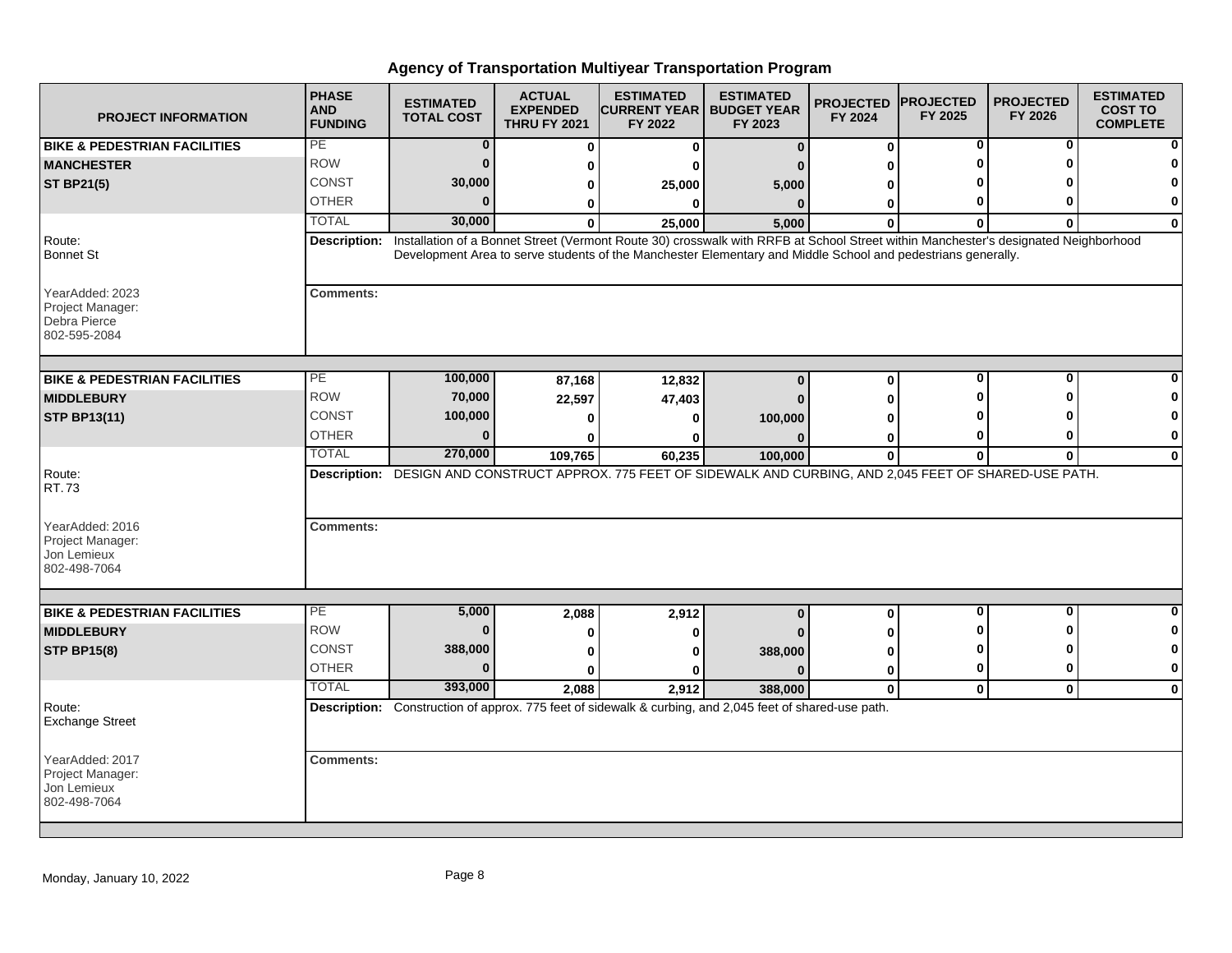# Agency of Transportation Multiyear Transportation Program

| PROJECT INFORMATION | PHASE AND FUNDING | ESTIMATED TOTAL COST | ACTUAL EXPENDED THRU FY 2021 | ESTIMATED CURRENT YEAR FY 2022 | ESTIMATED BUDGET YEAR FY 2023 | PROJECTED FY 2024 | PROJECTED FY 2025 | PROJECTED FY 2026 | ESTIMATED COST TO COMPLETE |
|---|---|---|---|---|---|---|---|---|---|
| **BIKE & PEDESTRIAN FACILITIES** | PE | 0 | 0 | 0 | 0 | 0 | 0 | 0 | 0 |
| **MANCHESTER** | ROW | 0 | 0 | 0 | 0 | 0 | 0 | 0 | 0 |
| **ST BP21(5)** | CONST | 30,000 | 0 | 25,000 | 5,000 | 0 | 0 | 0 | 0 |
| | OTHER | 0 | 0 | 0 | 0 | 0 | 0 | 0 | 0 |
| | TOTAL | 30,000 | 0 | 25,000 | 5,000 | 0 | 0 | 0 | 0 |

Route: Bonnet St

YearAdded: 2023
Project Manager: Debra Pierce
802-595-2084

**Description:** Installation of a Bonnet Street (Vermont Route 30) crosswalk with RRFB at School Street within Manchester's designated Neighborhood Development Area to serve students of the Manchester Elementary and Middle School and pedestrians generally.

**Comments:**

| PROJECT INFORMATION | PHASE AND FUNDING | ESTIMATED TOTAL COST | ACTUAL EXPENDED THRU FY 2021 | ESTIMATED CURRENT YEAR FY 2022 | ESTIMATED BUDGET YEAR FY 2023 | PROJECTED FY 2024 | PROJECTED FY 2025 | PROJECTED FY 2026 | ESTIMATED COST TO COMPLETE |
|---|---|---|---|---|---|---|---|---|---|
| **BIKE & PEDESTRIAN FACILITIES** | PE | 100,000 | 87,168 | 12,832 | 0 | 0 | 0 | 0 | 0 |
| **MIDDLEBURY** | ROW | 70,000 | 22,597 | 47,403 | 0 | 0 | 0 | 0 | 0 |
| **STP BP13(11)** | CONST | 100,000 | 0 | 0 | 100,000 | 0 | 0 | 0 | 0 |
| | OTHER | 0 | 0 | 0 | 0 | 0 | 0 | 0 | 0 |
| | TOTAL | 270,000 | 109,765 | 60,235 | 100,000 | 0 | 0 | 0 | 0 |

Route: RT. 73

YearAdded: 2016
Project Manager: Jon Lemieux
802-498-7064

**Description:** DESIGN AND CONSTRUCT APPROX. 775 FEET OF SIDEWALK AND CURBING, AND 2,045 FEET OF SHARED-USE PATH.

**Comments:**

| PROJECT INFORMATION | PHASE AND FUNDING | ESTIMATED TOTAL COST | ACTUAL EXPENDED THRU FY 2021 | ESTIMATED CURRENT YEAR FY 2022 | ESTIMATED BUDGET YEAR FY 2023 | PROJECTED FY 2024 | PROJECTED FY 2025 | PROJECTED FY 2026 | ESTIMATED COST TO COMPLETE |
|---|---|---|---|---|---|---|---|---|---|
| **BIKE & PEDESTRIAN FACILITIES** | PE | 5,000 | 2,088 | 2,912 | 0 | 0 | 0 | 0 | 0 |
| **MIDDLEBURY** | ROW | 0 | 0 | 0 | 0 | 0 | 0 | 0 | 0 |
| **STP BP15(8)** | CONST | 388,000 | 0 | 0 | 388,000 | 0 | 0 | 0 | 0 |
| | OTHER | 0 | 0 | 0 | 0 | 0 | 0 | 0 | 0 |
| | TOTAL | 393,000 | 2,088 | 2,912 | 388,000 | 0 | 0 | 0 | 0 |

Route: Exchange Street

YearAdded: 2017
Project Manager: Jon Lemieux
802-498-7064

**Description:** Construction of approx. 775 feet of sidewalk & curbing, and 2,045 feet of shared-use path.

**Comments:**

Monday, January 10, 2022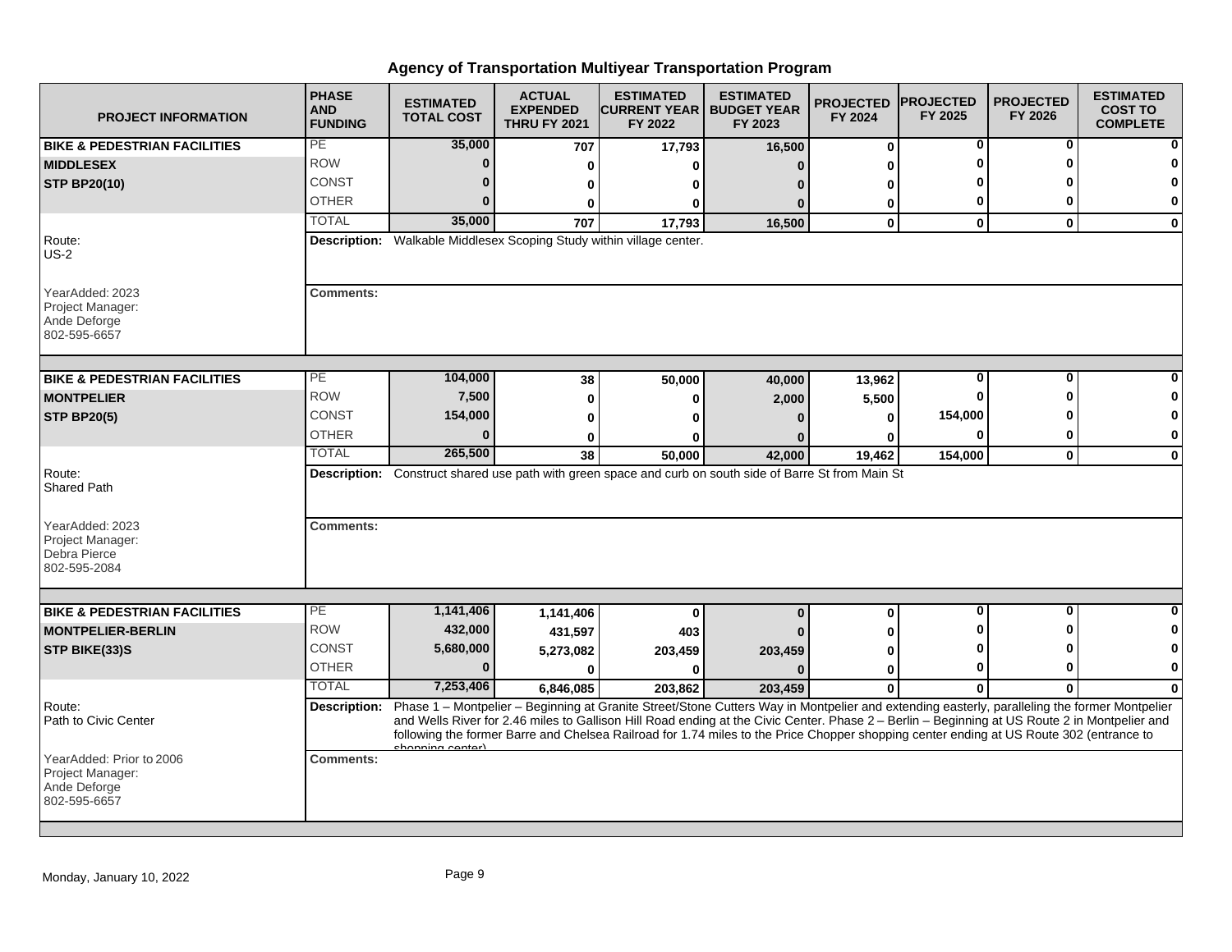# Agency of Transportation Multiyear Transportation Program

| PROJECT INFORMATION | PHASE AND FUNDING | ESTIMATED TOTAL COST | ACTUAL EXPENDED THRU FY 2021 | ESTIMATED CURRENT YEAR FY 2022 | ESTIMATED BUDGET YEAR FY 2023 | PROJECTED FY 2024 | PROJECTED FY 2025 | PROJECTED FY 2026 | ESTIMATED COST TO COMPLETE |
|---|---|---|---|---|---|---|---|---|---|
| **BIKE & PEDESTRIAN FACILITIES** | PE | **35,000** | **707** | **17,793** | **16,500** | **0** | **0** | **0** | **0** |
| **MIDDLESEX** | ROW | **0** | **0** | **0** | **0** | **0** | **0** | **0** | **0** |
| **STP BP20(10)** | CONST | **0** | **0** | **0** | **0** | **0** | **0** | **0** | **0** |
| | OTHER | **0** | **0** | **0** | **0** | **0** | **0** | **0** | **0** |
| | TOTAL | **35,000** | **707** | **17,793** | **16,500** | **0** | **0** | **0** | **0** |
| Route: US-2 | **Description:** Walkable Middlesex Scoping Study within village center. | | | | | | | | |
| YearAdded: 2023<br>Project Manager:<br>Ande Deforge<br>802-595-6657 | **Comments:** | | | | | | | | |
| **BIKE & PEDESTRIAN FACILITIES** | PE | **104,000** | **38** | **50,000** | **40,000** | **13,962** | **0** | **0** | **0** |
| **MONTPELIER** | ROW | **7,500** | **0** | **0** | **2,000** | **5,500** | **0** | **0** | **0** |
| **STP BP20(5)** | CONST | **154,000** | **0** | **0** | **0** | **0** | **154,000** | **0** | **0** |
| | OTHER | **0** | **0** | **0** | **0** | **0** | **0** | **0** | **0** |
| | TOTAL | **265,500** | **38** | **50,000** | **42,000** | **19,462** | **154,000** | **0** | **0** |
| Route: Shared Path | **Description:** Construct shared use path with green space and curb on south side of Barre St from Main St | | | | | | | | |
| YearAdded: 2023<br>Project Manager:<br>Debra Pierce<br>802-595-2084 | **Comments:** | | | | | | | | |
| **BIKE & PEDESTRIAN FACILITIES** | PE | **1,141,406** | **1,141,406** | **0** | **0** | **0** | **0** | **0** | **0** |
| **MONTPELIER-BERLIN** | ROW | **432,000** | **431,597** | **403** | **0** | **0** | **0** | **0** | **0** |
| **STP BIKE(33)S** | CONST | **5,680,000** | **5,273,082** | **203,459** | **203,459** | **0** | **0** | **0** | **0** |
| | OTHER | **0** | **0** | **0** | **0** | **0** | **0** | **0** | **0** |
| | TOTAL | **7,253,406** | **6,846,085** | **203,862** | **203,459** | **0** | **0** | **0** | **0** |
| Route: Path to Civic Center | **Description:** Phase 1 – Montpelier – Beginning at Granite Street/Stone Cutters Way in Montpelier and extending easterly, paralleling the former Montpelier and Wells River for 2.46 miles to Gallison Hill Road ending at the Civic Center. Phase 2 – Berlin – Beginning at US Route 2 in Montpelier and following the former Barre and Chelsea Railroad for 1.74 miles to the Price Chopper shopping center ending at US Route 302 (entrance to shopping center) | | | | | | | | |
| YearAdded: Prior to 2006<br>Project Manager:<br>Ande Deforge<br>802-595-6657 | **Comments:** | | | | | | | | |

Monday, January 10, 2022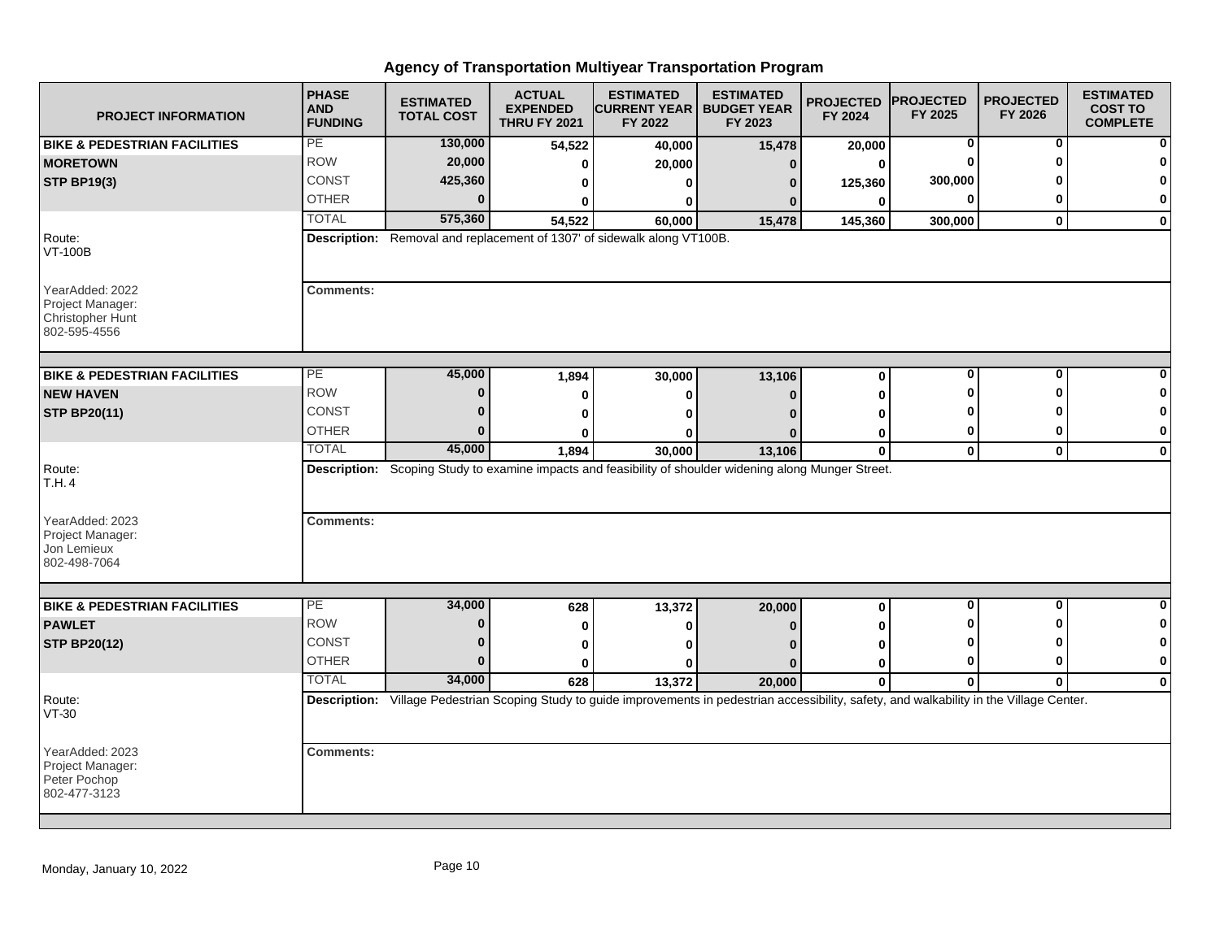# Agency of Transportation Multiyear Transportation Program

| PROJECT INFORMATION | PHASE AND FUNDING | ESTIMATED TOTAL COST | ACTUAL EXPENDED THRU FY 2021 | ESTIMATED CURRENT YEAR FY 2022 | ESTIMATED BUDGET YEAR FY 2023 | PROJECTED FY 2024 | PROJECTED FY 2025 | PROJECTED FY 2026 | ESTIMATED COST TO COMPLETE |
|---|---|---|---|---|---|---|---|---|---|
| **BIKE & PEDESTRIAN FACILITIES** | PE | **130,000** | **54,522** | **40,000** | **15,478** | **20,000** | **0** | **0** | **0** |
| **MORETOWN** | ROW | **20,000** | **0** | **20,000** | **0** | **0** | **0** | **0** | **0** |
| **STP BP19(3)** | CONST | **425,360** | **0** | **0** | **0** | **125,360** | **300,000** | **0** | **0** |
| | OTHER | **0** | **0** | **0** | **0** | **0** | **0** | **0** | **0** |
| | TOTAL | **575,360** | **54,522** | **60,000** | **15,478** | **145,360** | **300,000** | **0** | **0** |
| Route: VT-100B | **Description:** Removal and replacement of 1307' of sidewalk along VT100B. | | | | | | | | |
| YearAdded: 2022<br>Project Manager:<br>Christopher Hunt<br>802-595-4556 | **Comments:** | | | | | | | | |
| **BIKE & PEDESTRIAN FACILITIES** | PE | **45,000** | **1,894** | **30,000** | **13,106** | **0** | **0** | **0** | **0** |
| **NEW HAVEN** | ROW | **0** | **0** | **0** | **0** | **0** | **0** | **0** | **0** |
| **STP BP20(11)** | CONST | **0** | **0** | **0** | **0** | **0** | **0** | **0** | **0** |
| | OTHER | **0** | **0** | **0** | **0** | **0** | **0** | **0** | **0** |
| | TOTAL | **45,000** | **1,894** | **30,000** | **13,106** | **0** | **0** | **0** | **0** |
| Route: T.H. 4 | **Description:** Scoping Study to examine impacts and feasibility of shoulder widening along Munger Street. | | | | | | | | |
| YearAdded: 2023<br>Project Manager:<br>Jon Lemieux<br>802-498-7064 | **Comments:** | | | | | | | | |
| **BIKE & PEDESTRIAN FACILITIES** | PE | **34,000** | **628** | **13,372** | **20,000** | **0** | **0** | **0** | **0** |
| **PAWLET** | ROW | **0** | **0** | **0** | **0** | **0** | **0** | **0** | **0** |
| **STP BP20(12)** | CONST | **0** | **0** | **0** | **0** | **0** | **0** | **0** | **0** |
| | OTHER | **0** | **0** | **0** | **0** | **0** | **0** | **0** | **0** |
| | TOTAL | **34,000** | **628** | **13,372** | **20,000** | **0** | **0** | **0** | **0** |
| Route: VT-30 | **Description:** Village Pedestrian Scoping Study to guide improvements in pedestrian accessibility, safety, and walkability in the Village Center. | | | | | | | | |
| YearAdded: 2023<br>Project Manager:<br>Peter Pochop<br>802-477-3123 | **Comments:** | | | | | | | | |

Monday, January 10, 2022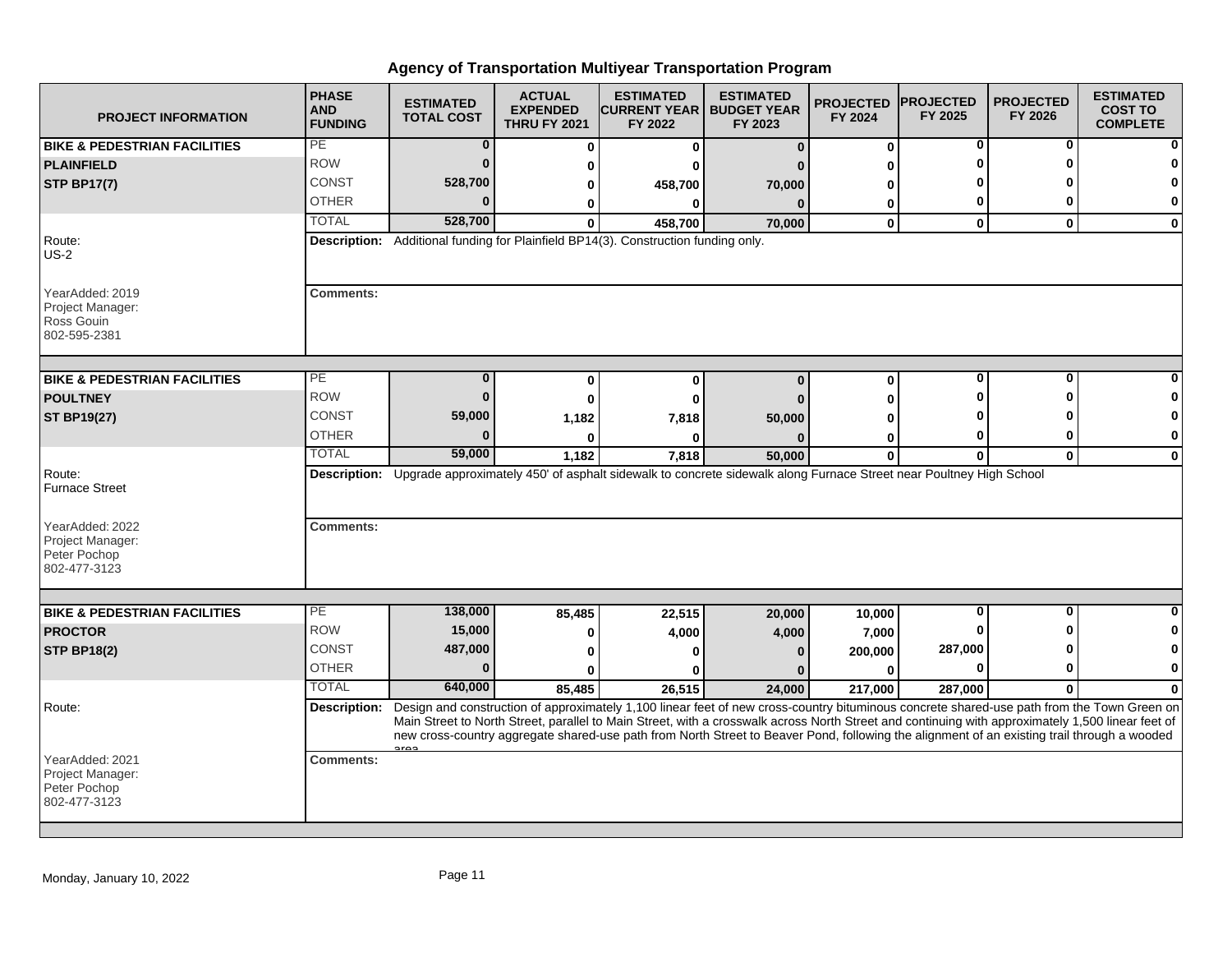# Agency of Transportation Multiyear Transportation Program

| PROJECT INFORMATION | PHASE AND FUNDING | ESTIMATED TOTAL COST | ACTUAL EXPENDED THRU FY 2021 | ESTIMATED CURRENT YEAR FY 2022 | ESTIMATED BUDGET YEAR FY 2023 | PROJECTED FY 2024 | PROJECTED FY 2025 | PROJECTED FY 2026 | ESTIMATED COST TO COMPLETE |
|---|---|---|---|---|---|---|---|---|---|
| **BIKE & PEDESTRIAN FACILITIES** | PE | 0 | 0 | 0 | 0 | 0 | 0 | 0 | 0 |
| **PLAINFIELD** | ROW | 0 | 0 | 0 | 0 | 0 | 0 | 0 | 0 |
| **STP BP17(7)** | CONST | 528,700 | 0 | 458,700 | 70,000 | 0 | 0 | 0 | 0 |
| | OTHER | 0 | 0 | 0 | 0 | 0 | 0 | 0 | 0 |
| | TOTAL | 528,700 | 0 | 458,700 | 70,000 | 0 | 0 | 0 | 0 |
| Route: US-2 | **Description:** Additional funding for Plainfield BP14(3). Construction funding only. | | | | | | | | |
| YearAdded: 2019<br>Project Manager:<br>Ross Gouin<br>802-595-2381 | **Comments:** | | | | | | | | |
| **BIKE & PEDESTRIAN FACILITIES** | PE | 0 | 0 | 0 | 0 | 0 | 0 | 0 | 0 |
| **POULTNEY** | ROW | 0 | 0 | 0 | 0 | 0 | 0 | 0 | 0 |
| **ST BP19(27)** | CONST | 59,000 | 1,182 | 7,818 | 50,000 | 0 | 0 | 0 | 0 |
| | OTHER | 0 | 0 | 0 | 0 | 0 | 0 | 0 | 0 |
| | TOTAL | 59,000 | 1,182 | 7,818 | 50,000 | 0 | 0 | 0 | 0 |
| Route: Furnace Street | **Description:** Upgrade approximately 450' of asphalt sidewalk to concrete sidewalk along Furnace Street near Poultney High School | | | | | | | | |
| YearAdded: 2022<br>Project Manager:<br>Peter Pochop<br>802-477-3123 | **Comments:** | | | | | | | | |
| **BIKE & PEDESTRIAN FACILITIES** | PE | 138,000 | 85,485 | 22,515 | 20,000 | 10,000 | 0 | 0 | 0 |
| **PROCTOR** | ROW | 15,000 | 0 | 4,000 | 4,000 | 7,000 | 0 | 0 | 0 |
| **STP BP18(2)** | CONST | 487,000 | 0 | 0 | 0 | 200,000 | 287,000 | 0 | 0 |
| | OTHER | 0 | 0 | 0 | 0 | 0 | 0 | 0 | 0 |
| | TOTAL | 640,000 | 85,485 | 26,515 | 24,000 | 217,000 | 287,000 | 0 | 0 |
| Route: | **Description:** Design and construction of approximately 1,100 linear feet of new cross-country bituminous concrete shared-use path from the Town Green on Main Street to North Street, parallel to Main Street, with a crosswalk across North Street and continuing with approximately 1,500 linear feet of new cross-country aggregate shared-use path from North Street to Beaver Pond, following the alignment of an existing trail through a wooded area | | | | | | | | |
| YearAdded: 2021<br>Project Manager:<br>Peter Pochop<br>802-477-3123 | **Comments:** | | | | | | | | |

Monday, January 10, 2022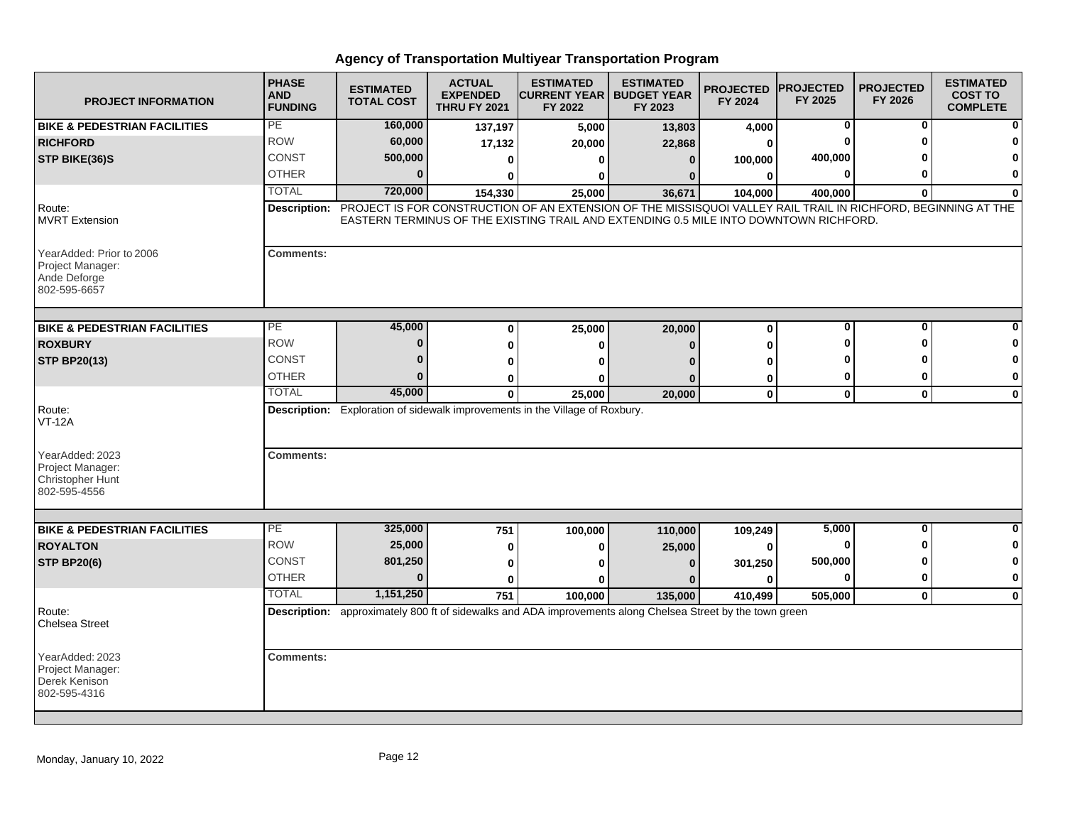# Agency of Transportation Multiyear Transportation Program

| PROJECT INFORMATION | PHASE AND FUNDING | ESTIMATED TOTAL COST | ACTUAL EXPENDED THRU FY 2021 | ESTIMATED CURRENT YEAR FY 2022 | ESTIMATED BUDGET YEAR FY 2023 | PROJECTED FY 2024 | PROJECTED FY 2025 | PROJECTED FY 2026 | ESTIMATED COST TO COMPLETE |
|---|---|---|---|---|---|---|---|---|---|
| **BIKE & PEDESTRIAN FACILITIES** | PE | 160,000 | 137,197 | 5,000 | 13,803 | 4,000 | 0 | 0 | 0 |
| **RICHFORD** | ROW | 60,000 | 17,132 | 20,000 | 22,868 | 0 | 0 | 0 | 0 |
| **STP BIKE(36)S** | CONST | 500,000 | 0 | 0 | 0 | 100,000 | 400,000 | 0 | 0 |
| | OTHER | 0 | 0 | 0 | 0 | 0 | 0 | 0 | 0 |
| | TOTAL | 720,000 | 154,330 | 25,000 | 36,671 | 104,000 | 400,000 | 0 | 0 |

Route: MVRT Extension

**Description:** PROJECT IS FOR CONSTRUCTION OF AN EXTENSION OF THE MISSISQUOI VALLEY RAIL TRAIL IN RICHFORD, BEGINNING AT THE EASTERN TERMINUS OF THE EXISTING TRAIL AND EXTENDING 0.5 MILE INTO DOWNTOWN RICHFORD.

YearAdded: Prior to 2006
Project Manager: Ande Deforge
802-595-6657

**Comments:**

| PROJECT INFORMATION | PHASE AND FUNDING | ESTIMATED TOTAL COST | ACTUAL EXPENDED THRU FY 2021 | ESTIMATED CURRENT YEAR FY 2022 | ESTIMATED BUDGET YEAR FY 2023 | PROJECTED FY 2024 | PROJECTED FY 2025 | PROJECTED FY 2026 | ESTIMATED COST TO COMPLETE |
|---|---|---|---|---|---|---|---|---|---|
| **BIKE & PEDESTRIAN FACILITIES** | PE | 45,000 | 0 | 25,000 | 20,000 | 0 | 0 | 0 | 0 |
| **ROXBURY** | ROW | 0 | 0 | 0 | 0 | 0 | 0 | 0 | 0 |
| **STP BP20(13)** | CONST | 0 | 0 | 0 | 0 | 0 | 0 | 0 | 0 |
| | OTHER | 0 | 0 | 0 | 0 | 0 | 0 | 0 | 0 |
| | TOTAL | 45,000 | 0 | 25,000 | 20,000 | 0 | 0 | 0 | 0 |

Route: VT-12A

**Description:** Exploration of sidewalk improvements in the Village of Roxbury.

YearAdded: 2023
Project Manager: Christopher Hunt
802-595-4556

**Comments:**

| PROJECT INFORMATION | PHASE AND FUNDING | ESTIMATED TOTAL COST | ACTUAL EXPENDED THRU FY 2021 | ESTIMATED CURRENT YEAR FY 2022 | ESTIMATED BUDGET YEAR FY 2023 | PROJECTED FY 2024 | PROJECTED FY 2025 | PROJECTED FY 2026 | ESTIMATED COST TO COMPLETE |
|---|---|---|---|---|---|---|---|---|---|
| **BIKE & PEDESTRIAN FACILITIES** | PE | 325,000 | 751 | 100,000 | 110,000 | 109,249 | 5,000 | 0 | 0 |
| **ROYALTON** | ROW | 25,000 | 0 | 0 | 25,000 | 0 | 0 | 0 | 0 |
| **STP BP20(6)** | CONST | 801,250 | 0 | 0 | 0 | 301,250 | 500,000 | 0 | 0 |
| | OTHER | 0 | 0 | 0 | 0 | 0 | 0 | 0 | 0 |
| | TOTAL | 1,151,250 | 751 | 100,000 | 135,000 | 410,499 | 505,000 | 0 | 0 |

Route: Chelsea Street

**Description:** approximately 800 ft of sidewalks and ADA improvements along Chelsea Street by the town green

YearAdded: 2023
Project Manager: Derek Kenison
802-595-4316

**Comments:**

Monday, January 10, 2022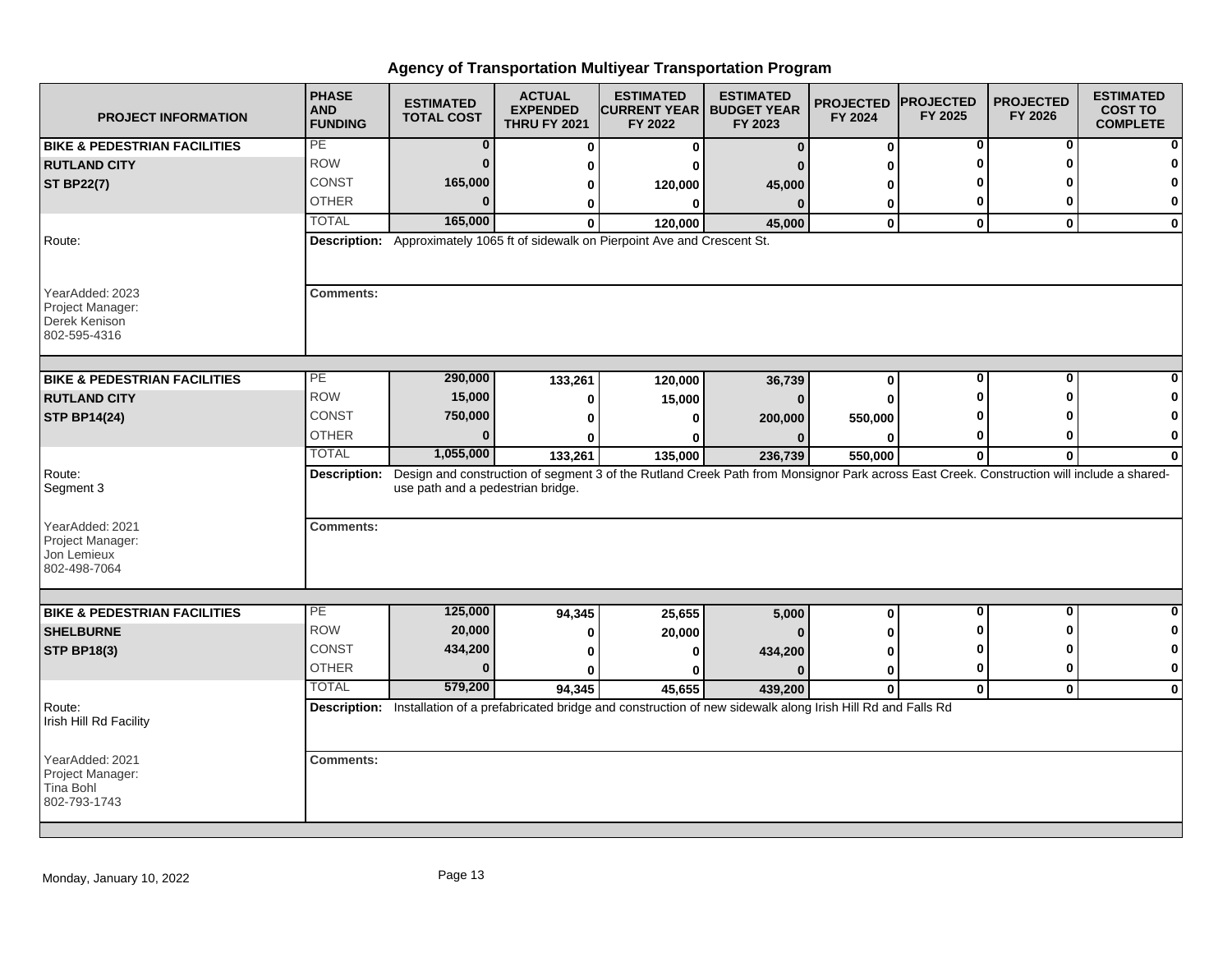# Agency of Transportation Multiyear Transportation Program

| PROJECT INFORMATION | PHASE AND FUNDING | ESTIMATED TOTAL COST | ACTUAL EXPENDED THRU FY 2021 | ESTIMATED CURRENT YEAR FY 2022 | ESTIMATED BUDGET YEAR FY 2023 | PROJECTED FY 2024 | PROJECTED FY 2025 | PROJECTED FY 2026 | ESTIMATED COST TO COMPLETE |
|---|---|---|---|---|---|---|---|---|---|
| **BIKE & PEDESTRIAN FACILITIES** | PE | **0** | **0** | **0** | **0** | **0** | **0** | **0** | **0** |
| **RUTLAND CITY** | ROW | **0** | **0** | **0** | **0** | **0** | **0** | **0** | **0** |
| **ST BP22(7)** | CONST | **165,000** | **0** | **120,000** | **45,000** | **0** | **0** | **0** | **0** |
| | OTHER | **0** | **0** | **0** | **0** | **0** | **0** | **0** | **0** |
| | TOTAL | **165,000** | **0** | **120,000** | **45,000** | **0** | **0** | **0** | **0** |
| Route: | **Description:** Approximately 1065 ft of sidewalk on Pierpoint Ave and Crescent St. | | | | | | | | |
| YearAdded: 2023<br>Project Manager:<br>Derek Kenison<br>802-595-4316 | **Comments:** | | | | | | | | |
| **BIKE & PEDESTRIAN FACILITIES** | PE | **290,000** | **133,261** | **120,000** | **36,739** | **0** | **0** | **0** | **0** |
| **RUTLAND CITY** | ROW | **15,000** | **0** | **15,000** | **0** | **0** | **0** | **0** | **0** |
| **STP BP14(24)** | CONST | **750,000** | **0** | **0** | **200,000** | **550,000** | **0** | **0** | **0** |
| | OTHER | **0** | **0** | **0** | **0** | **0** | **0** | **0** | **0** |
| | TOTAL | **1,055,000** | **133,261** | **135,000** | **236,739** | **550,000** | **0** | **0** | **0** |
| Route:<br>Segment 3 | **Description:** Design and construction of segment 3 of the Rutland Creek Path from Monsignor Park across East Creek. Construction will include a shared-use path and a pedestrian bridge. | | | | | | | | |
| YearAdded: 2021<br>Project Manager:<br>Jon Lemieux<br>802-498-7064 | **Comments:** | | | | | | | | |
| **BIKE & PEDESTRIAN FACILITIES** | PE | **125,000** | **94,345** | **25,655** | **5,000** | **0** | **0** | **0** | **0** |
| **SHELBURNE** | ROW | **20,000** | **0** | **20,000** | **0** | **0** | **0** | **0** | **0** |
| **STP BP18(3)** | CONST | **434,200** | **0** | **0** | **434,200** | **0** | **0** | **0** | **0** |
| | OTHER | **0** | **0** | **0** | **0** | **0** | **0** | **0** | **0** |
| | TOTAL | **579,200** | **94,345** | **45,655** | **439,200** | **0** | **0** | **0** | **0** |
| Route:<br>Irish Hill Rd Facility | **Description:** Installation of a prefabricated bridge and construction of new sidewalk along Irish Hill Rd and Falls Rd | | | | | | | | |
| YearAdded: 2021<br>Project Manager:<br>Tina Bohl<br>802-793-1743 | **Comments:** | | | | | | | | |

Monday, January 10, 2022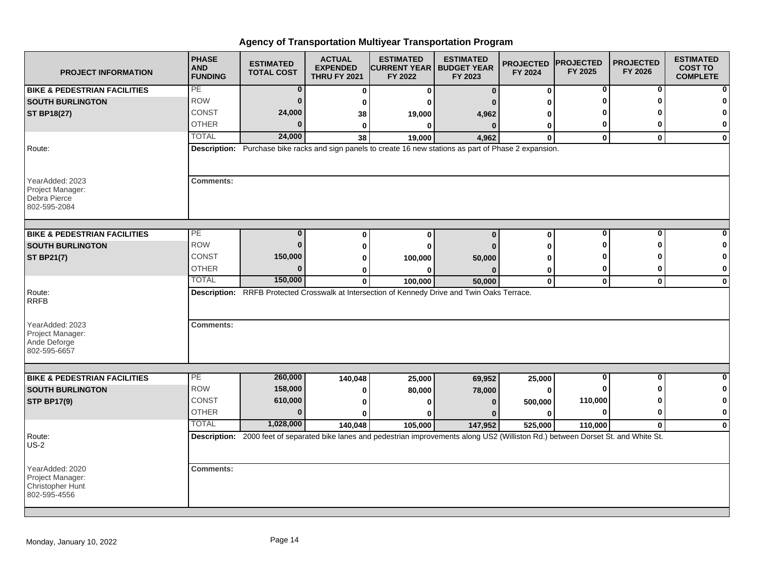# Agency of Transportation Multiyear Transportation Program

| PROJECT INFORMATION | PHASE AND FUNDING | ESTIMATED TOTAL COST | ACTUAL EXPENDED THRU FY 2021 | ESTIMATED CURRENT YEAR FY 2022 | ESTIMATED BUDGET YEAR FY 2023 | PROJECTED FY 2024 | PROJECTED FY 2025 | PROJECTED FY 2026 | ESTIMATED COST TO COMPLETE |
|---|---|---|---|---|---|---|---|---|---|
| **BIKE & PEDESTRIAN FACILITIES** | PE | 0 | 0 | 0 | 0 | 0 | 0 | 0 | 0 |
| **SOUTH BURLINGTON** | ROW | 0 | 0 | 0 | 0 | 0 | 0 | 0 | 0 |
| **ST BP18(27)** | CONST | 24,000 | 38 | 19,000 | 4,962 | 0 | 0 | 0 | 0 |
| | OTHER | 0 | 0 | 0 | 0 | 0 | 0 | 0 | 0 |
| | TOTAL | 24,000 | 38 | 19,000 | 4,962 | 0 | 0 | 0 | 0 |
| Route: | **Description:** Purchase bike racks and sign panels to create 16 new stations as part of Phase 2 expansion. | | | | | | | | |
| YearAdded: 2023<br>Project Manager:<br>Debra Pierce<br>802-595-2084 | **Comments:** | | | | | | | | |
| **BIKE & PEDESTRIAN FACILITIES** | PE | 0 | 0 | 0 | 0 | 0 | 0 | 0 | 0 |
| **SOUTH BURLINGTON** | ROW | 0 | 0 | 0 | 0 | 0 | 0 | 0 | 0 |
| **ST BP21(7)** | CONST | 150,000 | 0 | 100,000 | 50,000 | 0 | 0 | 0 | 0 |
| | OTHER | 0 | 0 | 0 | 0 | 0 | 0 | 0 | 0 |
| | TOTAL | 150,000 | 0 | 100,000 | 50,000 | 0 | 0 | 0 | 0 |
| Route:<br>RRFB | **Description:** RRFB Protected Crosswalk at Intersection of Kennedy Drive and Twin Oaks Terrace. | | | | | | | | |
| YearAdded: 2023<br>Project Manager:<br>Ande Deforge<br>802-595-6657 | **Comments:** | | | | | | | | |
| **BIKE & PEDESTRIAN FACILITIES** | PE | 260,000 | 140,048 | 25,000 | 69,952 | 25,000 | 0 | 0 | 0 |
| **SOUTH BURLINGTON** | ROW | 158,000 | 0 | 80,000 | 78,000 | 0 | 0 | 0 | 0 |
| **STP BP17(9)** | CONST | 610,000 | 0 | 0 | 0 | 500,000 | 110,000 | 0 | 0 |
| | OTHER | 0 | 0 | 0 | 0 | 0 | 0 | 0 | 0 |
| | TOTAL | 1,028,000 | 140,048 | 105,000 | 147,952 | 525,000 | 110,000 | 0 | 0 |
| Route:<br>US-2 | **Description:** 2000 feet of separated bike lanes and pedestrian improvements along US2 (Williston Rd.) between Dorset St. and White St. | | | | | | | | |
| YearAdded: 2020<br>Project Manager:<br>Christopher Hunt<br>802-595-4556 | **Comments:** | | | | | | | | |

Monday, January 10, 2022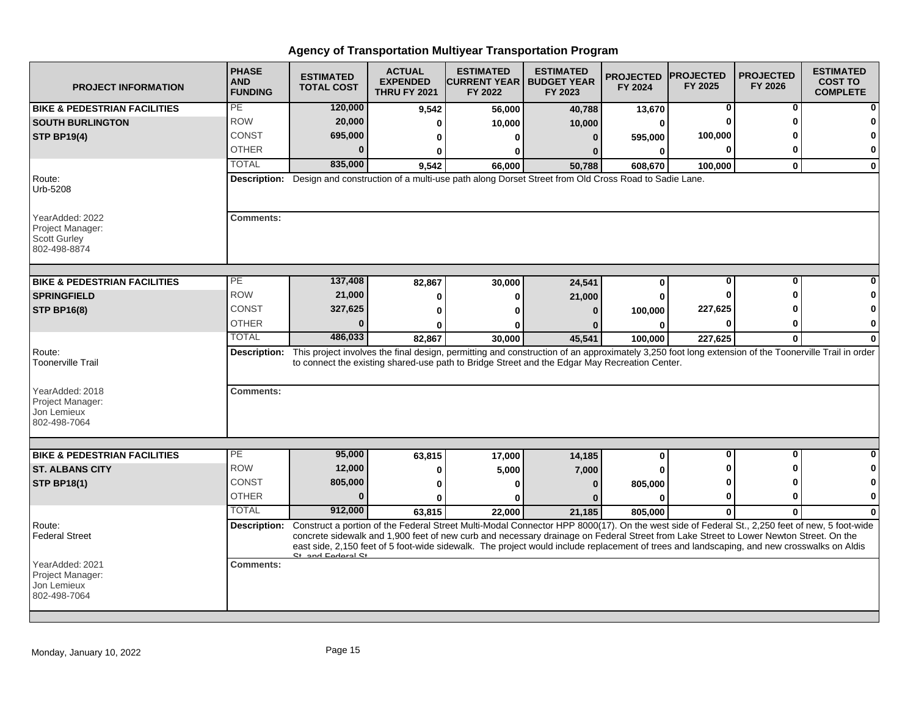# Agency of Transportation Multiyear Transportation Program

| PROJECT INFORMATION | PHASE AND FUNDING | ESTIMATED TOTAL COST | ACTUAL EXPENDED THRU FY 2021 | ESTIMATED CURRENT YEAR FY 2022 | ESTIMATED BUDGET YEAR FY 2023 | PROJECTED FY 2024 | PROJECTED FY 2025 | PROJECTED FY 2026 | ESTIMATED COST TO COMPLETE |
|---|---|---|---|---|---|---|---|---|---|
| **BIKE & PEDESTRIAN FACILITIES** | PE | 120,000 | 9,542 | 56,000 | 40,788 | 13,670 | 0 | 0 | 0 |
| **SOUTH BURLINGTON** | ROW | 20,000 | 0 | 10,000 | 10,000 | 0 | 0 | 0 | 0 |
| **STP BP19(4)** | CONST | 695,000 | 0 | 0 | 0 | 595,000 | 100,000 | 0 | 0 |
| | OTHER | 0 | 0 | 0 | 0 | 0 | 0 | 0 | 0 |
| | TOTAL | 835,000 | 9,542 | 66,000 | 50,788 | 608,670 | 100,000 | 0 | 0 |
| Route: Urb-5208 | **Description:** | Design and construction of a multi-use path along Dorset Street from Old Cross Road to Sadie Lane. | | | | | | | |
| YearAdded: 2022<br>Project Manager:<br>Scott Gurley<br>802-498-8874 | **Comments:** | | | | | | | | |
| **BIKE & PEDESTRIAN FACILITIES** | PE | 137,408 | 82,867 | 30,000 | 24,541 | 0 | 0 | 0 | 0 |
| **SPRINGFIELD** | ROW | 21,000 | 0 | 0 | 21,000 | 0 | 0 | 0 | 0 |
| **STP BP16(8)** | CONST | 327,625 | 0 | 0 | 0 | 100,000 | 227,625 | 0 | 0 |
| | OTHER | 0 | 0 | 0 | 0 | 0 | 0 | 0 | 0 |
| | TOTAL | 486,033 | 82,867 | 30,000 | 45,541 | 100,000 | 227,625 | 0 | 0 |
| Route: Toonerville Trail | **Description:** | This project involves the final design, permitting and construction of an approximately 3,250 foot long extension of the Toonerville Trail in order to connect the existing shared-use path to Bridge Street and the Edgar May Recreation Center. | | | | | | | |
| YearAdded: 2018<br>Project Manager:<br>Jon Lemieux<br>802-498-7064 | **Comments:** | | | | | | | | |
| **BIKE & PEDESTRIAN FACILITIES** | PE | 95,000 | 63,815 | 17,000 | 14,185 | 0 | 0 | 0 | 0 |
| **ST. ALBANS CITY** | ROW | 12,000 | 0 | 5,000 | 7,000 | 0 | 0 | 0 | 0 |
| **STP BP18(1)** | CONST | 805,000 | 0 | 0 | 0 | 805,000 | 0 | 0 | 0 |
| | OTHER | 0 | 0 | 0 | 0 | 0 | 0 | 0 | 0 |
| | TOTAL | 912,000 | 63,815 | 22,000 | 21,185 | 805,000 | 0 | 0 | 0 |
| Route: Federal Street | **Description:** | Construct a portion of the Federal Street Multi-Modal Connector HPP 8000(17). On the west side of Federal St., 2,250 feet of new, 5 foot-wide concrete sidewalk and 1,900 feet of new curb and necessary drainage on Federal Street from Lake Street to Lower Newton Street. On the east side, 2,150 feet of 5 foot-wide sidewalk. The project would include replacement of trees and landscaping, and new crosswalks on Aldis St. and Federal St. | | | | | | | |
| YearAdded: 2021<br>Project Manager:<br>Jon Lemieux<br>802-498-7064 | **Comments:** | | | | | | | | |

Monday, January 10, 2022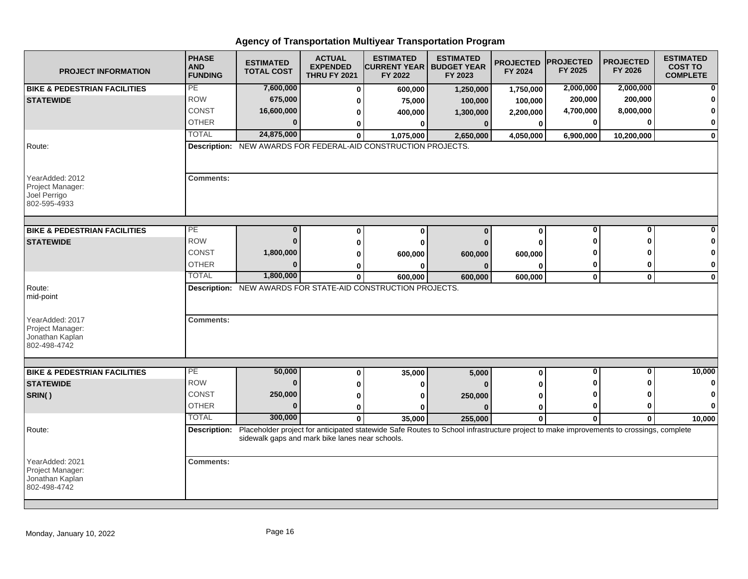# Agency of Transportation Multiyear Transportation Program

| PROJECT INFORMATION | PHASE AND FUNDING | ESTIMATED TOTAL COST | ACTUAL EXPENDED THRU FY 2021 | ESTIMATED CURRENT YEAR FY 2022 | ESTIMATED BUDGET YEAR FY 2023 | PROJECTED FY 2024 | PROJECTED FY 2025 | PROJECTED FY 2026 | ESTIMATED COST TO COMPLETE |
|---|---|---|---|---|---|---|---|---|---|
| **BIKE & PEDESTRIAN FACILITIES** | PE | 7,600,000 | 0 | 600,000 | 1,250,000 | 1,750,000 | 2,000,000 | 2,000,000 | 0 |
| **STATEWIDE** | ROW | 675,000 | 0 | 75,000 | 100,000 | 100,000 | 200,000 | 200,000 | 0 |
| | CONST | 16,600,000 | 0 | 400,000 | 1,300,000 | 2,200,000 | 4,700,000 | 8,000,000 | 0 |
| | OTHER | 0 | 0 | 0 | 0 | 0 | 0 | 0 | 0 |
| | TOTAL | 24,875,000 | 0 | 1,075,000 | 2,650,000 | 4,050,000 | 6,900,000 | 10,200,000 | 0 |
| Route: | **Description:** NEW AWARDS FOR FEDERAL-AID CONSTRUCTION PROJECTS. | | | | | | | | |
| YearAdded: 2012<br>Project Manager:<br>Joel Perrigo<br>802-595-4933 | **Comments:** | | | | | | | | |
| **BIKE & PEDESTRIAN FACILITIES** | PE | 0 | 0 | 0 | 0 | 0 | 0 | 0 | 0 |
| **STATEWIDE** | ROW | 0 | 0 | 0 | 0 | 0 | 0 | 0 | 0 |
| | CONST | 1,800,000 | 0 | 600,000 | 600,000 | 600,000 | 0 | 0 | 0 |
| | OTHER | 0 | 0 | 0 | 0 | 0 | 0 | 0 | 0 |
| | TOTAL | 1,800,000 | 0 | 600,000 | 600,000 | 600,000 | 0 | 0 | 0 |
| Route:<br>mid-point | **Description:** NEW AWARDS FOR STATE-AID CONSTRUCTION PROJECTS. | | | | | | | | |
| YearAdded: 2017<br>Project Manager:<br>Jonathan Kaplan<br>802-498-4742 | **Comments:** | | | | | | | | |
| **BIKE & PEDESTRIAN FACILITIES** | PE | 50,000 | 0 | 35,000 | 5,000 | 0 | 0 | 0 | 10,000 |
| **STATEWIDE** | ROW | 0 | 0 | 0 | 0 | 0 | 0 | 0 | 0 |
| **SRIN( )** | CONST | 250,000 | 0 | 0 | 250,000 | 0 | 0 | 0 | 0 |
| | OTHER | 0 | 0 | 0 | 0 | 0 | 0 | 0 | 0 |
| | TOTAL | 300,000 | 0 | 35,000 | 255,000 | 0 | 0 | 0 | 10,000 |
| Route: | **Description:** Placeholder project for anticipated statewide Safe Routes to School infrastructure project to make improvements to crossings, complete sidewalk gaps and mark bike lanes near schools. | | | | | | | | |
| YearAdded: 2021<br>Project Manager:<br>Jonathan Kaplan<br>802-498-4742 | **Comments:** | | | | | | | | |

Monday, January 10, 2022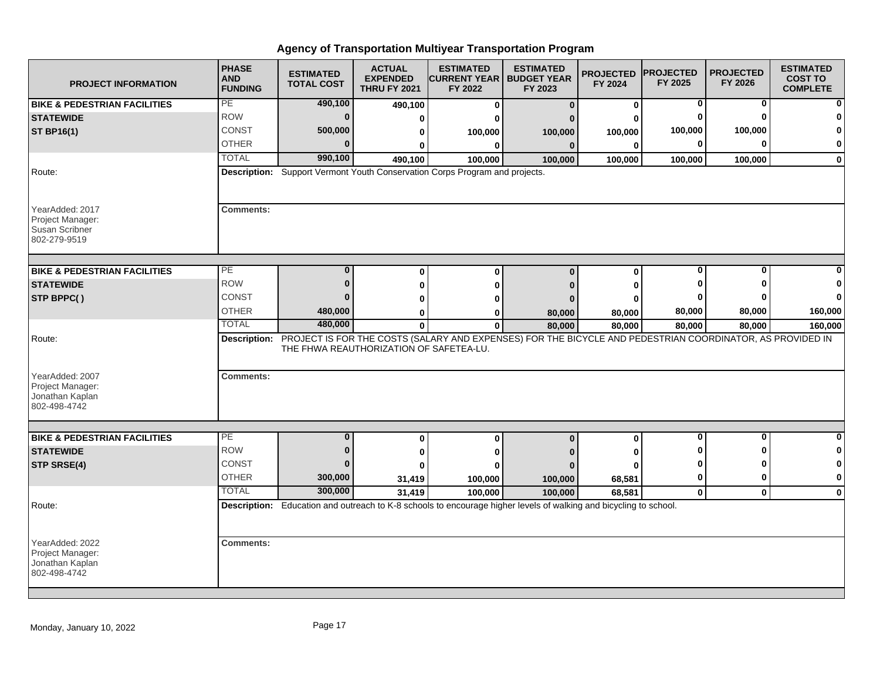# Agency of Transportation Multiyear Transportation Program

| PROJECT INFORMATION | PHASE AND FUNDING | ESTIMATED TOTAL COST | ACTUAL EXPENDED THRU FY 2021 | ESTIMATED CURRENT YEAR FY 2022 | ESTIMATED BUDGET YEAR FY 2023 | PROJECTED FY 2024 | PROJECTED FY 2025 | PROJECTED FY 2026 | ESTIMATED COST TO COMPLETE |
|---|---|---|---|---|---|---|---|---|---|
| **BIKE & PEDESTRIAN FACILITIES** | PE | 490,100 | 490,100 | 0 | 0 | 0 | 0 | 0 | 0 |
| **STATEWIDE** | ROW | 0 | 0 | 0 | 0 | 0 | 0 | 0 | 0 |
| **ST BP16(1)** | CONST | 500,000 | 0 | 100,000 | 100,000 | 100,000 | 100,000 | 100,000 | 0 |
| | OTHER | 0 | 0 | 0 | 0 | 0 | 0 | 0 | 0 |
| | TOTAL | 990,100 | 490,100 | 100,000 | 100,000 | 100,000 | 100,000 | 100,000 | 0 |
| Route: | **Description:** Support Vermont Youth Conservation Corps Program and projects. | | | | | | | | |
| YearAdded: 2017<br>Project Manager:<br>Susan Scribner<br>802-279-9519 | **Comments:** | | | | | | | | |
| **BIKE & PEDESTRIAN FACILITIES** | PE | 0 | 0 | 0 | 0 | 0 | 0 | 0 | 0 |
| **STATEWIDE** | ROW | 0 | 0 | 0 | 0 | 0 | 0 | 0 | 0 |
| **STP BPPC( )** | CONST | 0 | 0 | 0 | 0 | 0 | 0 | 0 | 0 |
| | OTHER | 480,000 | 0 | 0 | 80,000 | 80,000 | 80,000 | 80,000 | 160,000 |
| | TOTAL | 480,000 | 0 | 0 | 80,000 | 80,000 | 80,000 | 80,000 | 160,000 |
| Route: | **Description:** PROJECT IS FOR THE COSTS (SALARY AND EXPENSES) FOR THE BICYCLE AND PEDESTRIAN COORDINATOR, AS PROVIDED IN THE FHWA REAUTHORIZATION OF SAFETEA-LU. | | | | | | | | |
| YearAdded: 2007<br>Project Manager:<br>Jonathan Kaplan<br>802-498-4742 | **Comments:** | | | | | | | | |
| **BIKE & PEDESTRIAN FACILITIES** | PE | 0 | 0 | 0 | 0 | 0 | 0 | 0 | 0 |
| **STATEWIDE** | ROW | 0 | 0 | 0 | 0 | 0 | 0 | 0 | 0 |
| **STP SRSE(4)** | CONST | 0 | 0 | 0 | 0 | 0 | 0 | 0 | 0 |
| | OTHER | 300,000 | 31,419 | 100,000 | 100,000 | 68,581 | 0 | 0 | 0 |
| | TOTAL | 300,000 | 31,419 | 100,000 | 100,000 | 68,581 | 0 | 0 | 0 |
| Route: | **Description:** Education and outreach to K-8 schools to encourage higher levels of walking and bicycling to school. | | | | | | | | |
| YearAdded: 2022<br>Project Manager:<br>Jonathan Kaplan<br>802-498-4742 | **Comments:** | | | | | | | | |

Monday, January 10, 2022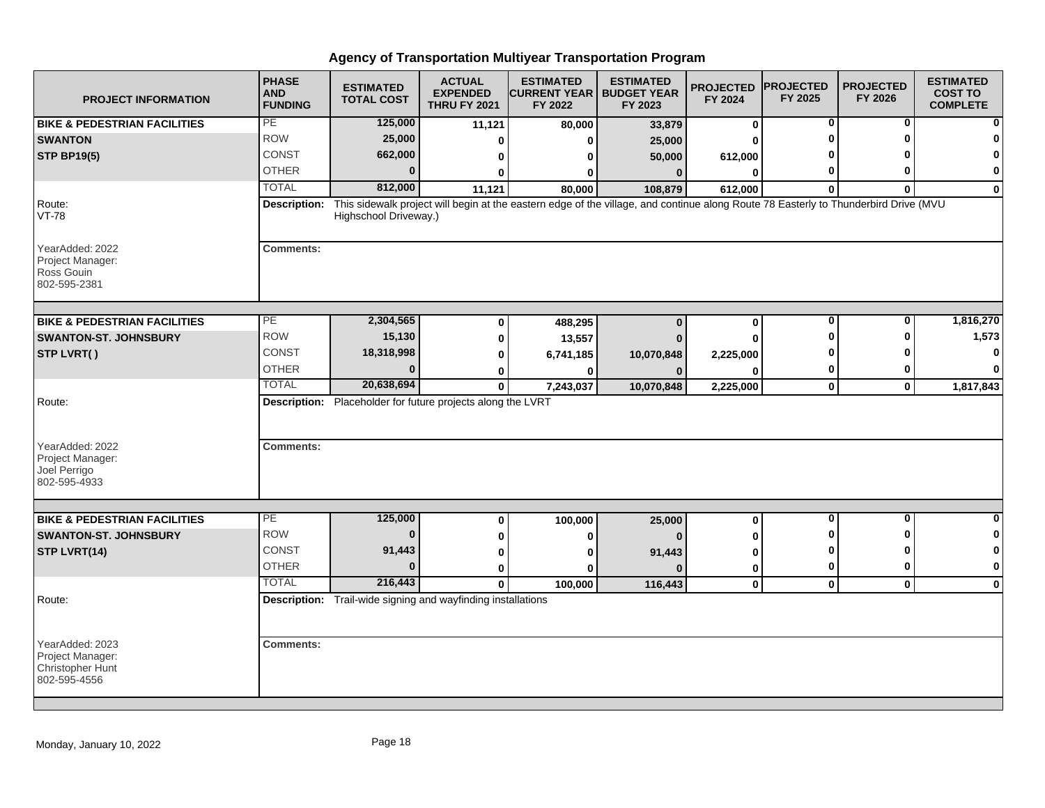# Agency of Transportation Multiyear Transportation Program

| PROJECT INFORMATION | PHASE AND FUNDING | ESTIMATED TOTAL COST | ACTUAL EXPENDED THRU FY 2021 | ESTIMATED CURRENT YEAR FY 2022 | ESTIMATED BUDGET YEAR FY 2023 | PROJECTED FY 2024 | PROJECTED FY 2025 | PROJECTED FY 2026 | ESTIMATED COST TO COMPLETE |
|---|---|---|---|---|---|---|---|---|---|
| **BIKE & PEDESTRIAN FACILITIES** | PE | **125,000** | **11,121** | **80,000** | **33,879** | **0** | **0** | **0** | **0** |
| **SWANTON** | ROW | **25,000** | **0** | **0** | **25,000** | **0** | **0** | **0** | **0** |
| **STP BP19(5)** | CONST | **662,000** | **0** | **0** | **50,000** | **612,000** | **0** | **0** | **0** |
| | OTHER | **0** | **0** | **0** | **0** | **0** | **0** | **0** | **0** |
| | TOTAL | **812,000** | **11,121** | **80,000** | **108,879** | **612,000** | **0** | **0** | **0** |
| Route: VT-78 | **Description:** | This sidewalk project will begin at the eastern edge of the village, and continue along Route 78 Easterly to Thunderbird Drive (MVU Highschool Driveway.) | | | | | | | |
| YearAdded: 2022 Project Manager: Ross Gouin 802-595-2381 | **Comments:** | | | | | | | | |
| **BIKE & PEDESTRIAN FACILITIES** | PE | **2,304,565** | **0** | **488,295** | **0** | **0** | **0** | **0** | **1,816,270** |
| **SWANTON-ST. JOHNSBURY** | ROW | **15,130** | **0** | **13,557** | **0** | **0** | **0** | **0** | **1,573** |
| **STP LVRT( )** | CONST | **18,318,998** | **0** | **6,741,185** | **10,070,848** | **2,225,000** | **0** | **0** | **0** |
| | OTHER | **0** | **0** | **0** | **0** | **0** | **0** | **0** | **0** |
| | TOTAL | **20,638,694** | **0** | **7,243,037** | **10,070,848** | **2,225,000** | **0** | **0** | **1,817,843** |
| Route: | **Description:** | Placeholder for future projects along the LVRT | | | | | | | |
| YearAdded: 2022 Project Manager: Joel Perrigo 802-595-4933 | **Comments:** | | | | | | | | |
| **BIKE & PEDESTRIAN FACILITIES** | PE | **125,000** | **0** | **100,000** | **25,000** | **0** | **0** | **0** | **0** |
| **SWANTON-ST. JOHNSBURY** | ROW | **0** | **0** | **0** | **0** | **0** | **0** | **0** | **0** |
| **STP LVRT(14)** | CONST | **91,443** | **0** | **0** | **91,443** | **0** | **0** | **0** | **0** |
| | OTHER | **0** | **0** | **0** | **0** | **0** | **0** | **0** | **0** |
| | TOTAL | **216,443** | **0** | **100,000** | **116,443** | **0** | **0** | **0** | **0** |
| Route: | **Description:** | Trail-wide signing and wayfinding installations | | | | | | | |
| YearAdded: 2023 Project Manager: Christopher Hunt 802-595-4556 | **Comments:** | | | | | | | | |

Monday, January 10, 2022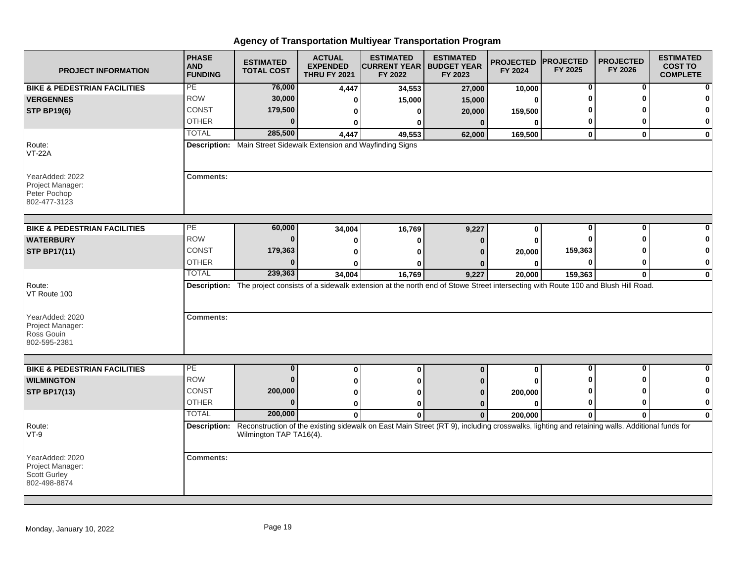# Agency of Transportation Multiyear Transportation Program

| PROJECT INFORMATION | PHASE AND FUNDING | ESTIMATED TOTAL COST | ACTUAL EXPENDED THRU FY 2021 | ESTIMATED CURRENT YEAR FY 2022 | ESTIMATED BUDGET YEAR FY 2023 | PROJECTED FY 2024 | PROJECTED FY 2025 | PROJECTED FY 2026 | ESTIMATED COST TO COMPLETE |
|---|---|---|---|---|---|---|---|---|---|
| **BIKE & PEDESTRIAN FACILITIES** | PE | 76,000 | 4,447 | 34,553 | 27,000 | 10,000 | 0 | 0 | 0 |
| **VERGENNES** | ROW | 30,000 | 0 | 15,000 | 15,000 | 0 | 0 | 0 | 0 |
| **STP BP19(6)** | CONST | 179,500 | 0 | 0 | 20,000 | 159,500 | 0 | 0 | 0 |
| | OTHER | 0 | 0 | 0 | 0 | 0 | 0 | 0 | 0 |
| | TOTAL | 285,500 | 4,447 | 49,553 | 62,000 | 169,500 | 0 | 0 | 0 |
| Route: VT-22A | **Description:** Main Street Sidewalk Extension and Wayfinding Signs | | | | | | | | |
| YearAdded: 2022 Project Manager: Peter Pochop 802-477-3123 | **Comments:** | | | | | | | | |

| PROJECT INFORMATION | PHASE AND FUNDING | ESTIMATED TOTAL COST | ACTUAL EXPENDED THRU FY 2021 | ESTIMATED CURRENT YEAR FY 2022 | ESTIMATED BUDGET YEAR FY 2023 | PROJECTED FY 2024 | PROJECTED FY 2025 | PROJECTED FY 2026 | ESTIMATED COST TO COMPLETE |
|---|---|---|---|---|---|---|---|---|---|
| **BIKE & PEDESTRIAN FACILITIES** | PE | 60,000 | 34,004 | 16,769 | 9,227 | 0 | 0 | 0 | 0 |
| **WATERBURY** | ROW | 0 | 0 | 0 | 0 | 0 | 0 | 0 | 0 |
| **STP BP17(11)** | CONST | 179,363 | 0 | 0 | 0 | 20,000 | 159,363 | 0 | 0 |
| | OTHER | 0 | 0 | 0 | 0 | 0 | 0 | 0 | 0 |
| | TOTAL | 239,363 | 34,004 | 16,769 | 9,227 | 20,000 | 159,363 | 0 | 0 |
| Route: VT Route 100 | **Description:** The project consists of a sidewalk extension at the north end of Stowe Street intersecting with Route 100 and Blush Hill Road. | | | | | | | | |
| YearAdded: 2020 Project Manager: Ross Gouin 802-595-2381 | **Comments:** | | | | | | | | |

| PROJECT INFORMATION | PHASE AND FUNDING | ESTIMATED TOTAL COST | ACTUAL EXPENDED THRU FY 2021 | ESTIMATED CURRENT YEAR FY 2022 | ESTIMATED BUDGET YEAR FY 2023 | PROJECTED FY 2024 | PROJECTED FY 2025 | PROJECTED FY 2026 | ESTIMATED COST TO COMPLETE |
|---|---|---|---|---|---|---|---|---|---|
| **BIKE & PEDESTRIAN FACILITIES** | PE | 0 | 0 | 0 | 0 | 0 | 0 | 0 | 0 |
| **WILMINGTON** | ROW | 0 | 0 | 0 | 0 | 0 | 0 | 0 | 0 |
| **STP BP17(13)** | CONST | 200,000 | 0 | 0 | 0 | 200,000 | 0 | 0 | 0 |
| | OTHER | 0 | 0 | 0 | 0 | 0 | 0 | 0 | 0 |
| | TOTAL | 200,000 | 0 | 0 | 0 | 200,000 | 0 | 0 | 0 |
| Route: VT-9 | **Description:** Reconstruction of the existing sidewalk on East Main Street (RT 9), including crosswalks, lighting and retaining walls. Additional funds for Wilmington TAP TA16(4). | | | | | | | | |
| YearAdded: 2020 Project Manager: Scott Gurley 802-498-8874 | **Comments:** | | | | | | | | |

Monday, January 10, 2022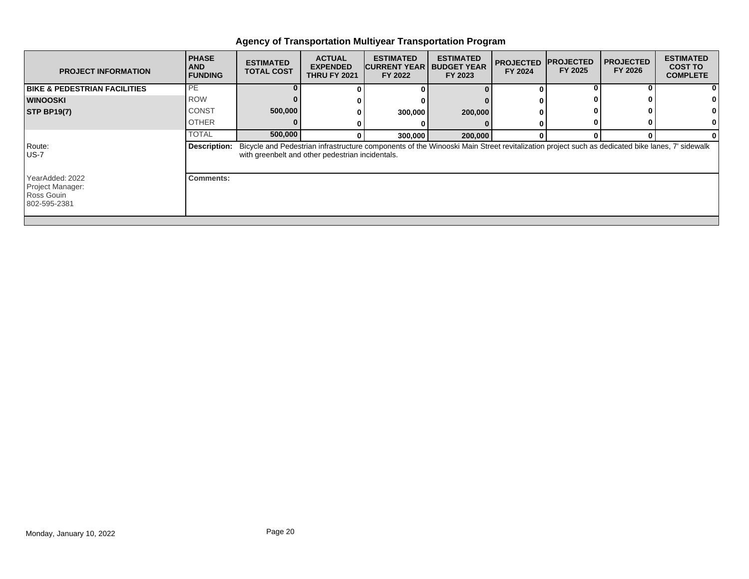# Agency of Transportation Multiyear Transportation Program

| PROJECT INFORMATION | PHASE AND FUNDING | ESTIMATED TOTAL COST | ACTUAL EXPENDED THRU FY 2021 | ESTIMATED CURRENT YEAR FY 2022 | ESTIMATED BUDGET YEAR FY 2023 | PROJECTED FY 2024 | PROJECTED FY 2025 | PROJECTED FY 2026 | ESTIMATED COST TO COMPLETE |
|---|---|---|---|---|---|---|---|---|---|
| **BIKE & PEDESTRIAN FACILITIES** | PE | **0** | **0** | **0** | **0** | **0** | **0** | **0** | **0** |
| **WINOOSKI** | ROW | **0** | **0** | **0** | **0** | **0** | **0** | **0** | **0** |
| **STP BP19(7)** | CONST | **500,000** | **0** | **300,000** | **200,000** | **0** | **0** | **0** | **0** |
| | OTHER | **0** | **0** | **0** | **0** | **0** | **0** | **0** | **0** |
| | TOTAL | **500,000** | **0** | **300,000** | **200,000** | **0** | **0** | **0** | **0** |

Route:
US-7

**Description:** Bicycle and Pedestrian infrastructure components of the Winooski Main Street revitalization project such as dedicated bike lanes, 7' sidewalk with greenbelt and other pedestrian incidentals.

YearAdded: 2022
Project Manager:
Ross Gouin
802-595-2381

**Comments:**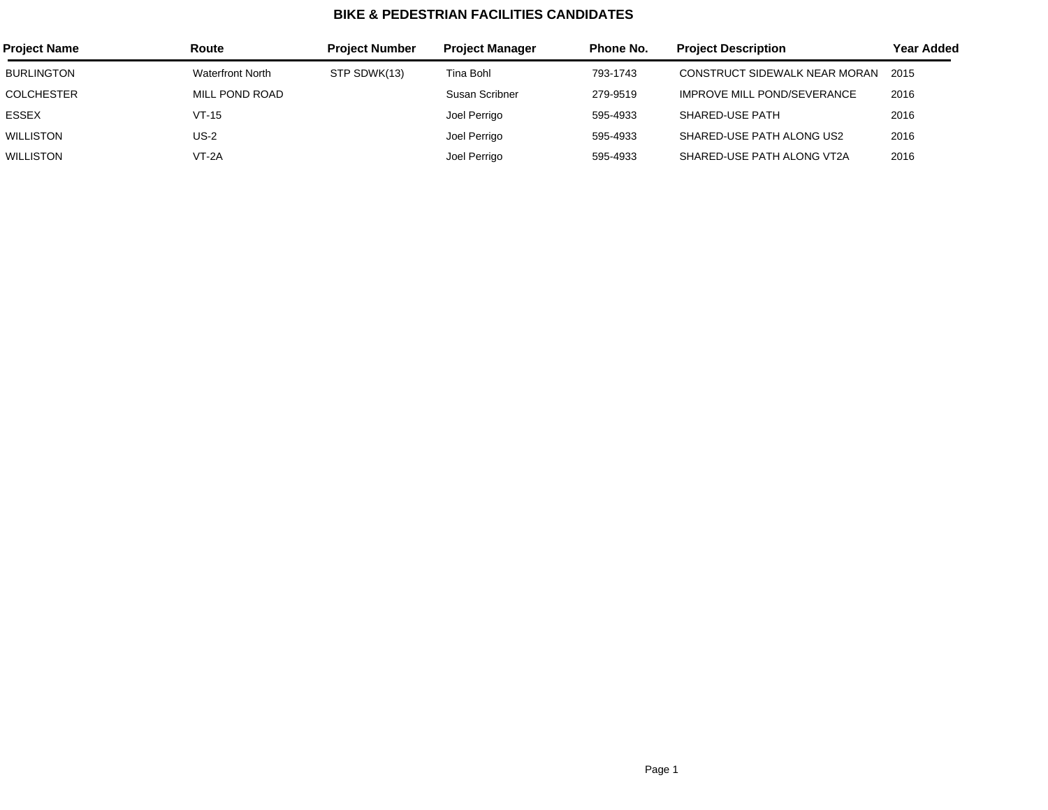## BIKE & PEDESTRIAN FACILITIES CANDIDATES

| Project Name | Route | Project Number | Project Manager | Phone No. | Project Description | Year Added |
|---|---|---|---|---|---|---|
| BURLINGTON | Waterfront North | STP SDWK(13) | Tina Bohl | 793-1743 | CONSTRUCT SIDEWALK NEAR MORAN | 2015 |
| COLCHESTER | MILL POND ROAD | | Susan Scribner | 279-9519 | IMPROVE MILL POND/SEVERANCE | 2016 |
| ESSEX | VT-15 | | Joel Perrigo | 595-4933 | SHARED-USE PATH | 2016 |
| WILLISTON | US-2 | | Joel Perrigo | 595-4933 | SHARED-USE PATH ALONG US2 | 2016 |
| WILLISTON | VT-2A | | Joel Perrigo | 595-4933 | SHARED-USE PATH ALONG VT2A | 2016 |